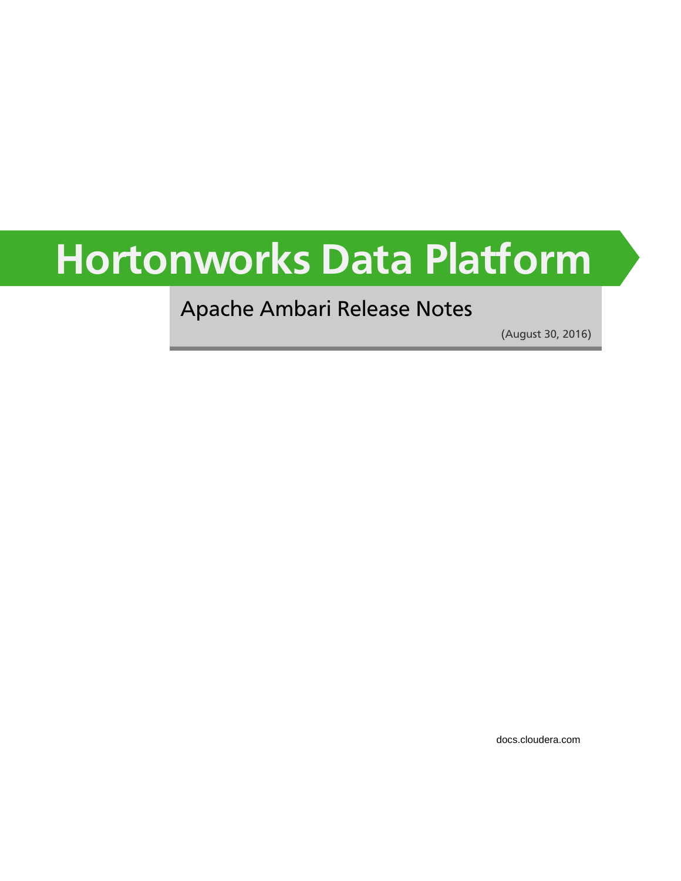# Hortonworks Data Platform

## Apache Ambari Release Notes

(August 30, 2016)

docs.cloudera.com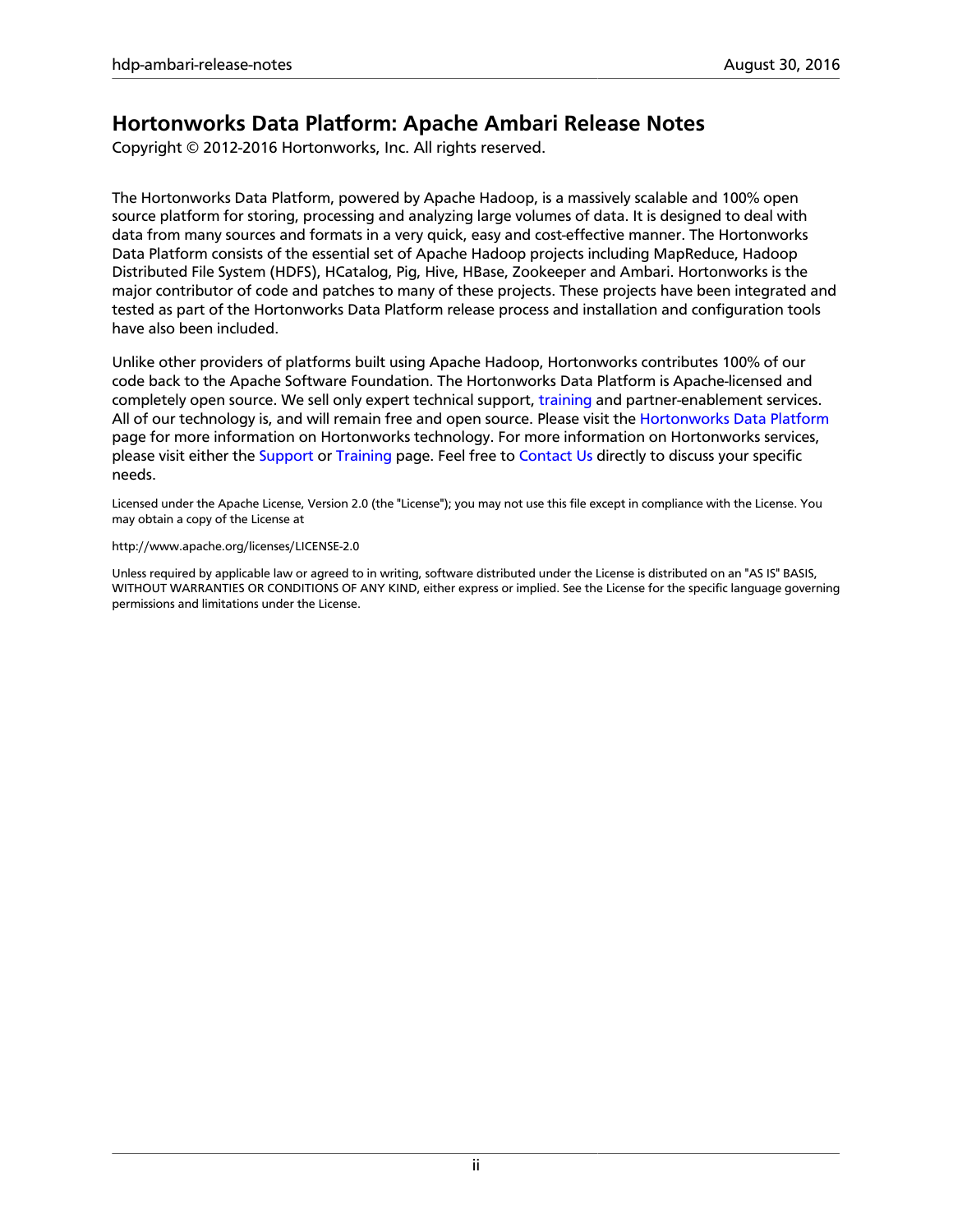# Hortonworks Data Platform: Apache Ambari Release Notes

Copyright © 2012-2016 Hortonworks, Inc. All rights reserved.

The Hortonworks Data Platform, powered by Apache Hadoop, is a massively scalable and 100% open source platform for storing, processing and analyzing large volumes of data. It is designed to deal with data from many sources and formats in a very quick, easy and cost-effective manner. The Hortonworks Data Platform consists of the essential set of Apache Hadoop projects including MapReduce, Hadoop Distributed File System (HDFS), HCatalog, Pig, Hive, HBase, Zookeeper and Ambari. Hortonworks is the major contributor of code and patches to many of these projects. These projects have been integrated and tested as part of the Hortonworks Data Platform release process and installation and configuration tools have also been included.

Unlike other providers of platforms built using Apache Hadoop, Hortonworks contributes 100% of our code back to the Apache Software Foundation. The Hortonworks Data Platform is Apache-licensed and completely open source. We sell only expert technical support, training and partner-enablement services. All of our technology is, and will remain free and open source. Please visit the Hortonworks Data Platform page for more information on Hortonworks technology. For more information on Hortonworks services, please visit either the Support or Training page. Feel free to Contact Us directly to discuss your specific needs.

Licensed under the Apache License, Version 2.0 (the "License"); you may not use this file except in compliance with the License. You may obtain a copy of the License at

http://www.apache.org/licenses/LICENSE-2.0

Unless required by applicable law or agreed to in writing, software distributed under the License is distributed on an "AS IS" BASIS, WITHOUT WARRANTIES OR CONDITIONS OF ANY KIND, either express or implied. See the License for the specific language governing permissions and limitations under the License.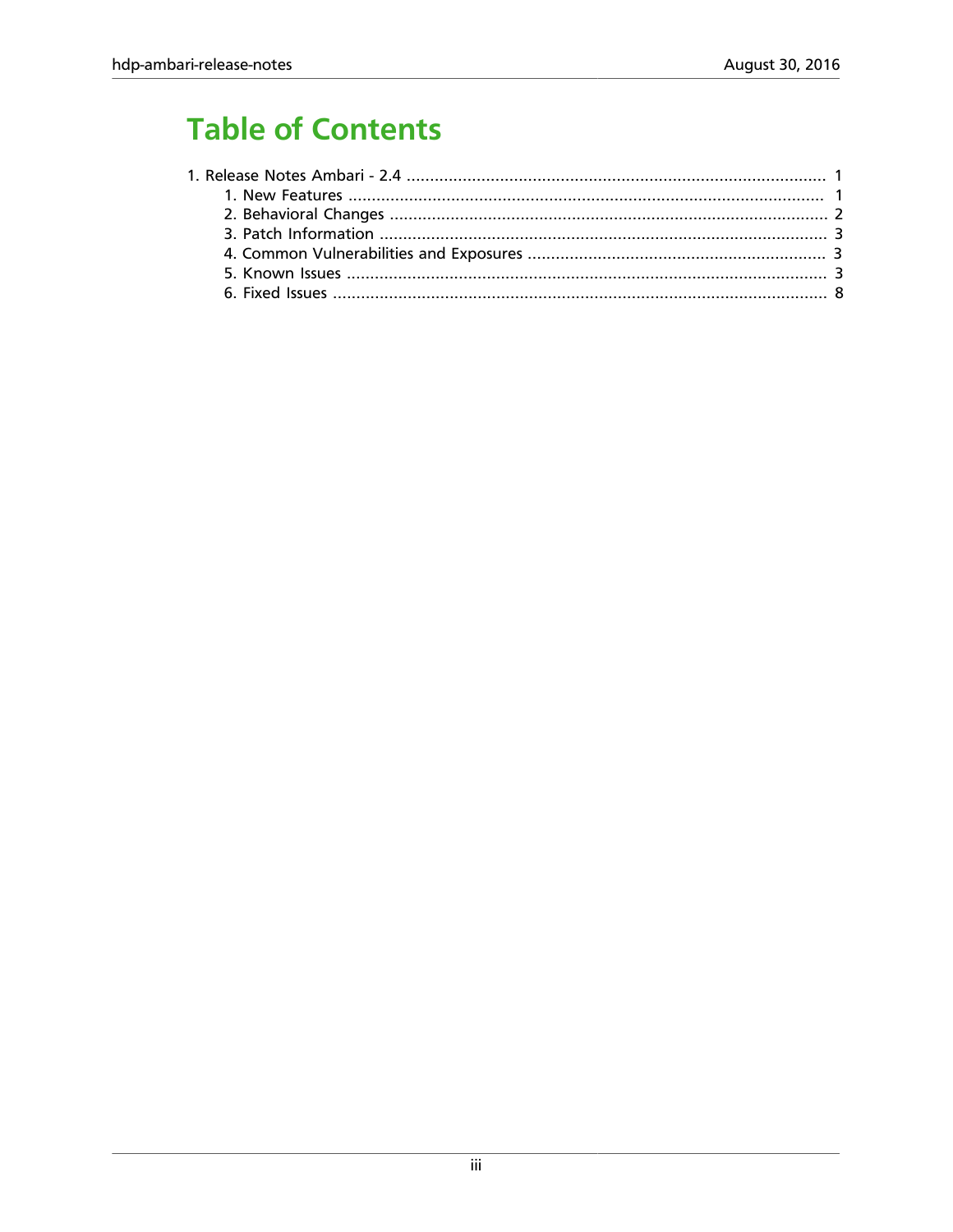# Table of Contents

1. Release Notes Ambari - 2.4 ........................................................................................ 1
   1. New Features ...................................................................................................... 1
   2. Behavioral Changes .............................................................................................. 2
   3. Patch Information ................................................................................................ 3
   4. Common Vulnerabilities and Exposures ................................................................ 3
   5. Known Issues ....................................................................................................... 3
   6. Fixed Issues .......................................................................................................... 8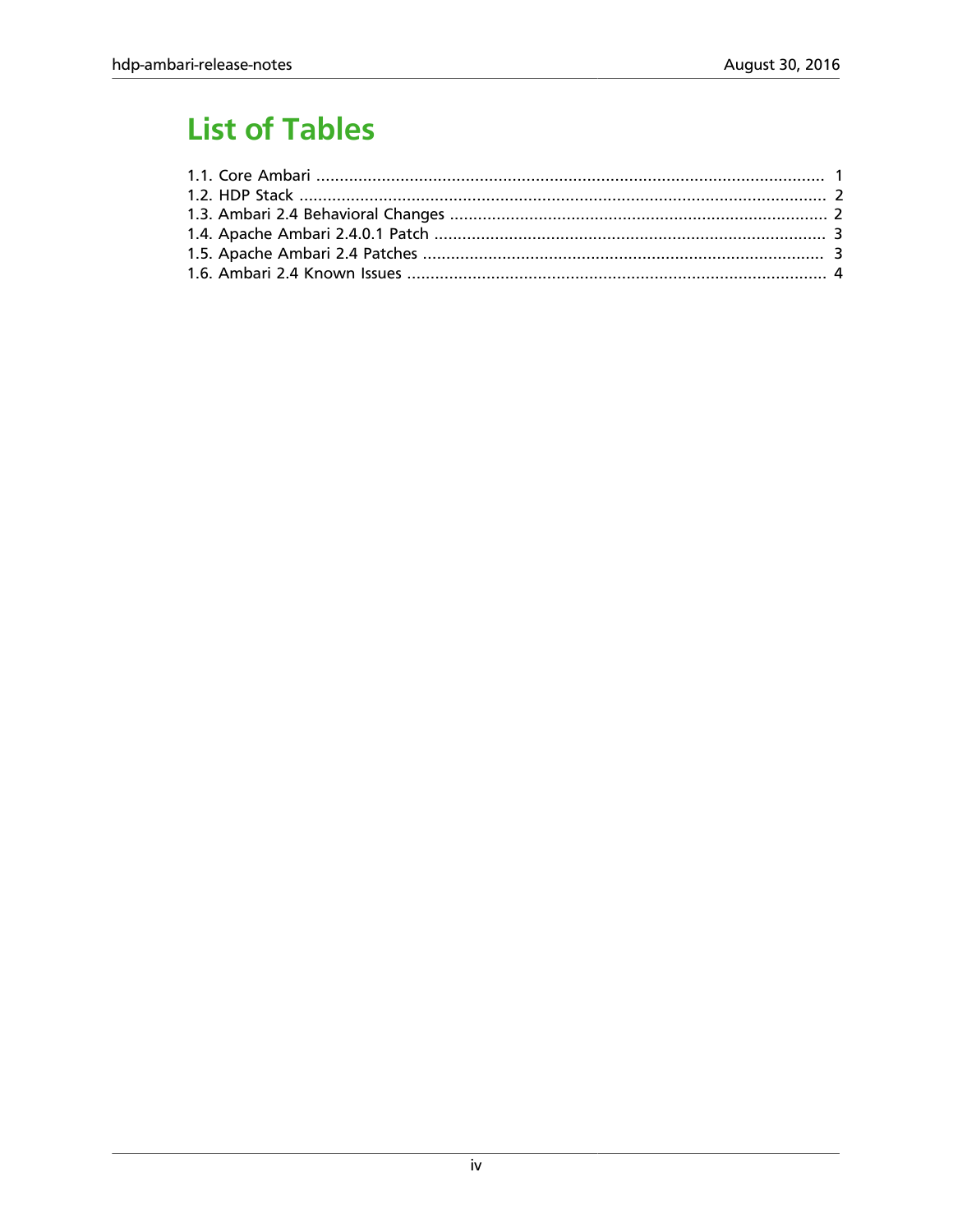# List of Tables

1.1. Core Ambari ........................................................................................................... 1
1.2. HDP Stack ............................................................................................................... 2
1.3. Ambari 2.4 Behavioral Changes ................................................................................. 2
1.4. Apache Ambari 2.4.0.1 Patch .................................................................................... 3
1.5. Apache Ambari 2.4 Patches ...................................................................................... 3
1.6. Ambari 2.4 Known Issues .......................................................................................... 4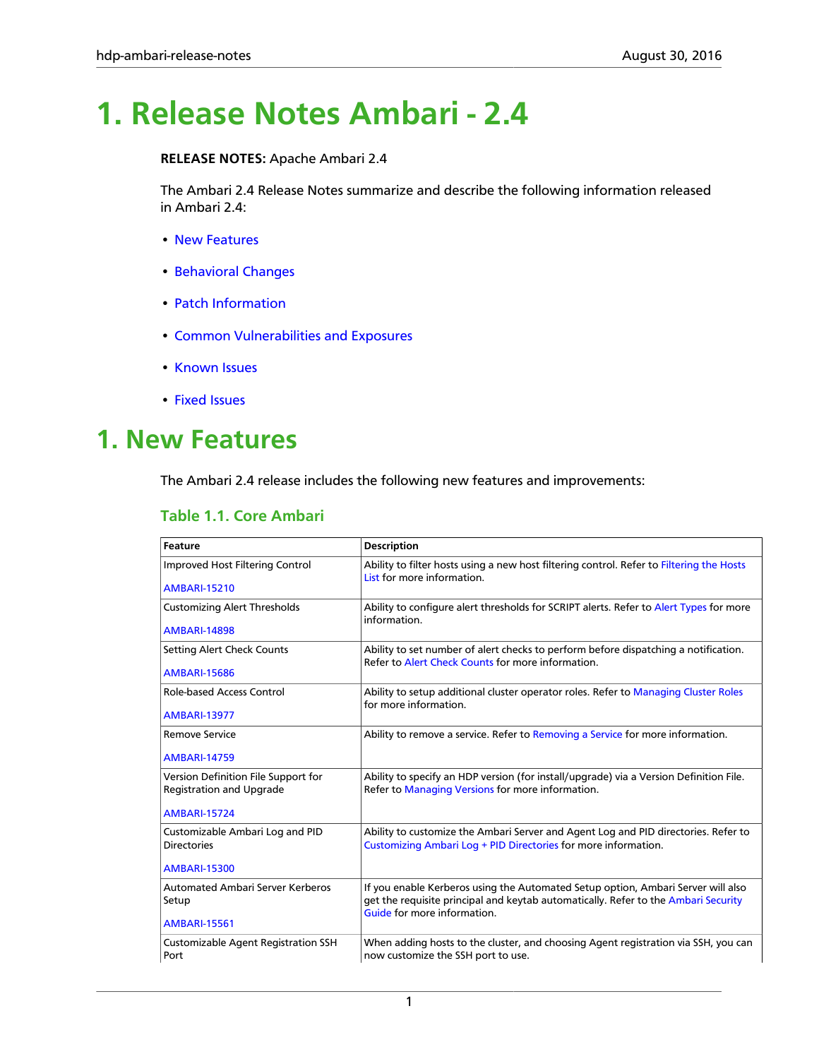# 1. Release Notes Ambari - 2.4

**RELEASE NOTES:** Apache Ambari 2.4

The Ambari 2.4 Release Notes summarize and describe the following information released in Ambari 2.4:

- New Features
- Behavioral Changes
- Patch Information
- Common Vulnerabilities and Exposures
- Known Issues
- Fixed Issues

# 1. New Features

The Ambari 2.4 release includes the following new features and improvements:

### Table 1.1. Core Ambari

| Feature | Description |
| --- | --- |
| Improved Host Filtering Control<br><br>AMBARI-15210 | Ability to filter hosts using a new host filtering control. Refer to Filtering the Hosts List for more information. |
| Customizing Alert Thresholds<br><br>AMBARI-14898 | Ability to configure alert thresholds for SCRIPT alerts. Refer to Alert Types for more information. |
| Setting Alert Check Counts<br><br>AMBARI-15686 | Ability to set number of alert checks to perform before dispatching a notification. Refer to Alert Check Counts for more information. |
| Role-based Access Control<br><br>AMBARI-13977 | Ability to setup additional cluster operator roles. Refer to Managing Cluster Roles for more information. |
| Remove Service<br><br>AMBARI-14759 | Ability to remove a service. Refer to Removing a Service for more information. |
| Version Definition File Support for Registration and Upgrade<br><br>AMBARI-15724 | Ability to specify an HDP version (for install/upgrade) via a Version Definition File. Refer to Managing Versions for more information. |
| Customizable Ambari Log and PID Directories<br><br>AMBARI-15300 | Ability to customize the Ambari Server and Agent Log and PID directories. Refer to Customizing Ambari Log + PID Directories for more information. |
| Automated Ambari Server Kerberos Setup<br><br>AMBARI-15561 | If you enable Kerberos using the Automated Setup option, Ambari Server will also get the requisite principal and keytab automatically. Refer to the Ambari Security Guide for more information. |
| Customizable Agent Registration SSH Port | When adding hosts to the cluster, and choosing Agent registration via SSH, you can now customize the SSH port to use. |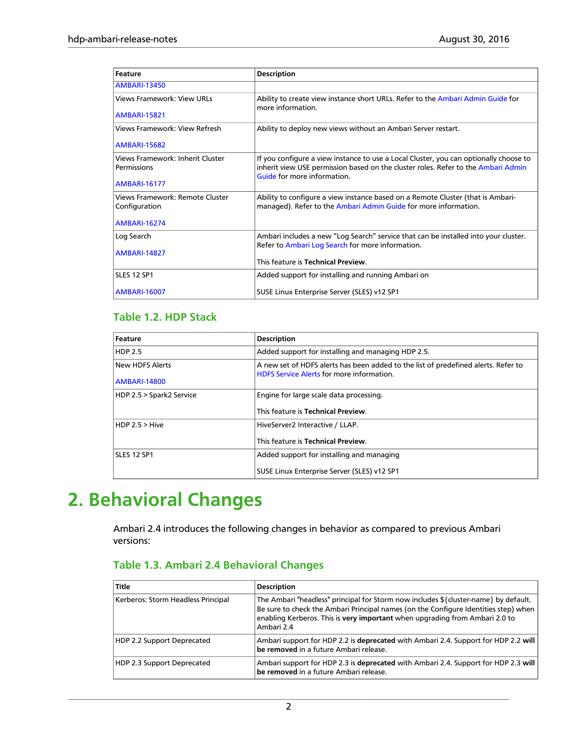| Feature | Description |
| --- | --- |
| AMBARI-13450 | |
| Views Framework: View URLs<br><br>AMBARI-15821 | Ability to create view instance short URLs. Refer to the Ambari Admin Guide for more information. |
| Views Framework: View Refresh<br><br>AMBARI-15682 | Ability to deploy new views without an Ambari Server restart. |
| Views Framework: Inherit Cluster Permissions<br><br>AMBARI-16177 | If you configure a view instance to use a Local Cluster, you can optionally choose to inherit view USE permission based on the cluster roles. Refer to the Ambari Admin Guide for more information. |
| Views Framework: Remote Cluster Configuration<br><br>AMBARI-16274 | Ability to configure a view instance based on a Remote Cluster (that is Ambari-managed). Refer to the Ambari Admin Guide for more information. |
| Log Search<br><br>AMBARI-14827 | Ambari includes a new "Log Search" service that can be installed into your cluster. Refer to Ambari Log Search for more information.<br><br>This feature is **Technical Preview**. |
| SLES 12 SP1<br><br>AMBARI-16007 | Added support for installing and running Ambari on<br><br>SUSE Linux Enterprise Server (SLES) v12 SP1 |

### Table 1.2. HDP Stack

| Feature | Description |
| --- | --- |
| HDP 2.5 | Added support for installing and managing HDP 2.5. |
| New HDFS Alerts<br><br>AMBARI-14800 | A new set of HDFS alerts has been added to the list of predefined alerts. Refer to HDFS Service Alerts for more information. |
| HDP 2.5 > Spark2 Service | Engine for large scale data processing.<br><br>This feature is **Technical Preview**. |
| HDP 2.5 > Hive | HiveServer2 Interactive / LLAP.<br><br>This feature is **Technical Preview**. |
| SLES 12 SP1 | Added support for installing and managing<br><br>SUSE Linux Enterprise Server (SLES) v12 SP1 |

# 2. Behavioral Changes

Ambari 2.4 introduces the following changes in behavior as compared to previous Ambari versions:

### Table 1.3. Ambari 2.4 Behavioral Changes

| Title | Description |
| --- | --- |
| Kerberos: Storm Headless Principal | The Ambari "headless" principal for Storm now includes ${cluster-name} by default. Be sure to check the Ambari Principal names (on the Configure Identities step) when enabling Kerberos. This is **very important** when upgrading from Ambari 2.0 to Ambari 2.4 |
| HDP 2.2 Support Deprecated | Ambari support for HDP 2.2 is **deprecated** with Ambari 2.4. Support for HDP 2.2 **will be removed** in a future Ambari release. |
| HDP 2.3 Support Deprecated | Ambari support for HDP 2.3 is **deprecated** with Ambari 2.4. Support for HDP 2.3 **will be removed** in a future Ambari release. |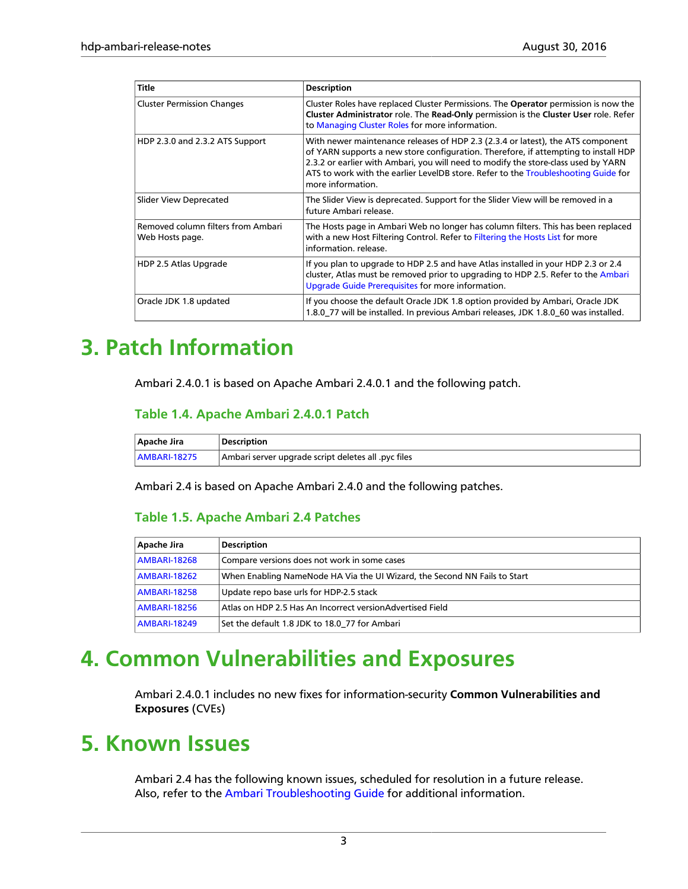| Title | Description |
| --- | --- |
| Cluster Permission Changes | Cluster Roles have replaced Cluster Permissions. The **Operator** permission is now the **Cluster Administrator** role. The **Read-Only** permission is the **Cluster User** role. Refer to Managing Cluster Roles for more information. |
| HDP 2.3.0 and 2.3.2 ATS Support | With newer maintenance releases of HDP 2.3 (2.3.4 or latest), the ATS component of YARN supports a new store configuration. Therefore, if attempting to install HDP 2.3.2 or earlier with Ambari, you will need to modify the store-class used by YARN ATS to work with the earlier LevelDB store. Refer to the Troubleshooting Guide for more information. |
| Slider View Deprecated | The Slider View is deprecated. Support for the Slider View will be removed in a future Ambari release. |
| Removed column filters from Ambari Web Hosts page. | The Hosts page in Ambari Web no longer has column filters. This has been replaced with a new Host Filtering Control. Refer to Filtering the Hosts List for more information. release. |
| HDP 2.5 Atlas Upgrade | If you plan to upgrade to HDP 2.5 and have Atlas installed in your HDP 2.3 or 2.4 cluster, Atlas must be removed prior to upgrading to HDP 2.5. Refer to the Ambari Upgrade Guide Prerequisites for more information. |
| Oracle JDK 1.8 updated | If you choose the default Oracle JDK 1.8 option provided by Ambari, Oracle JDK 1.8.0_77 will be installed. In previous Ambari releases, JDK 1.8.0_60 was installed. |

# 3. Patch Information

Ambari 2.4.0.1 is based on Apache Ambari 2.4.0.1 and the following patch.

### Table 1.4. Apache Ambari 2.4.0.1 Patch

| Apache Jira | Description |
| --- | --- |
| AMBARI-18275 | Ambari server upgrade script deletes all .pyc files |

Ambari 2.4 is based on Apache Ambari 2.4.0 and the following patches.

### Table 1.5. Apache Ambari 2.4 Patches

| Apache Jira | Description |
| --- | --- |
| AMBARI-18268 | Compare versions does not work in some cases |
| AMBARI-18262 | When Enabling NameNode HA Via the UI Wizard, the Second NN Fails to Start |
| AMBARI-18258 | Update repo base urls for HDP-2.5 stack |
| AMBARI-18256 | Atlas on HDP 2.5 Has An Incorrect versionAdvertised Field |
| AMBARI-18249 | Set the default 1.8 JDK to 18.0_77 for Ambari |

# 4. Common Vulnerabilities and Exposures

Ambari 2.4.0.1 includes no new fixes for information-security **Common Vulnerabilities and Exposures** (CVEs)

# 5. Known Issues

Ambari 2.4 has the following known issues, scheduled for resolution in a future release. Also, refer to the Ambari Troubleshooting Guide for additional information.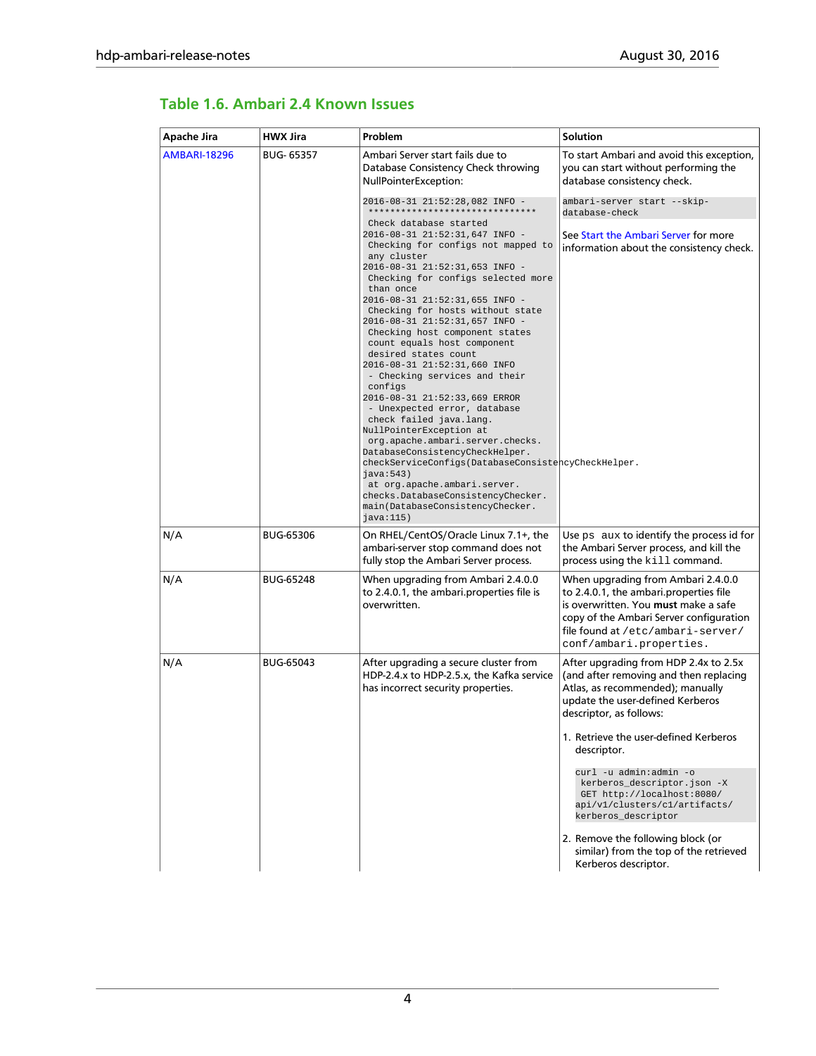## Table 1.6. Ambari 2.4 Known Issues

| Apache Jira | HWX Jira | Problem | Solution |
|---|---|---|---|
| AMBARI-18296 | BUG- 65357 | Ambari Server start fails due to Database Consistency Check throwing NullPointerException:<br><br>`2016-08-31 21:52:28,082 INFO - ******************************* Check database started 2016-08-31 21:52:31,647 INFO - Checking for configs not mapped to any cluster 2016-08-31 21:52:31,653 INFO - Checking for configs selected more than once 2016-08-31 21:52:31,655 INFO - Checking for hosts without state 2016-08-31 21:52:31,657 INFO - Checking host component states count equals host component desired states count 2016-08-31 21:52:31,660 INFO - Checking services and their configs 2016-08-31 21:52:33,669 ERROR - Unexpected error, database check failed java.lang. NullPointerException at org.apache.ambari.server.checks. DatabaseConsistencyCheckHelper. checkServiceConfigs(DatabaseConsistencyCheckHelper. java:543) at org.apache.ambari.server. checks.DatabaseConsistencyChecker. main(DatabaseConsistencyChecker. java:115)` | To start Ambari and avoid this exception, you can start without performing the database consistency check.<br><br>`ambari-server start --skip-database-check`<br><br>See Start the Ambari Server for more information about the consistency check. |
| N/A | BUG-65306 | On RHEL/CentOS/Oracle Linux 7.1+, the ambari-server stop command does not fully stop the Ambari Server process. | Use `ps aux` to identify the process id for the Ambari Server process, and kill the process using the `kill` command. |
| N/A | BUG-65248 | When upgrading from Ambari 2.4.0.0 to 2.4.0.1, the ambari.properties file is overwritten. | When upgrading from Ambari 2.4.0.0 to 2.4.0.1, the ambari.properties file is overwritten. You **must** make a safe copy of the Ambari Server configuration file found at `/etc/ambari-server/conf/ambari.properties`. |
| N/A | BUG-65043 | After upgrading a secure cluster from HDP-2.4.x to HDP-2.5.x, the Kafka service has incorrect security properties. | After upgrading from HDP 2.4x to 2.5x (and after removing and then replacing Atlas, as recommended); manually update the user-defined Kerberos descriptor, as follows:<br><br>1. Retrieve the user-defined Kerberos descriptor.<br><br>`curl -u admin:admin -o kerberos_descriptor.json -X GET http://localhost:8080/api/v1/clusters/c1/artifacts/kerberos_descriptor`<br><br>2. Remove the following block (or similar) from the top of the retrieved Kerberos descriptor. |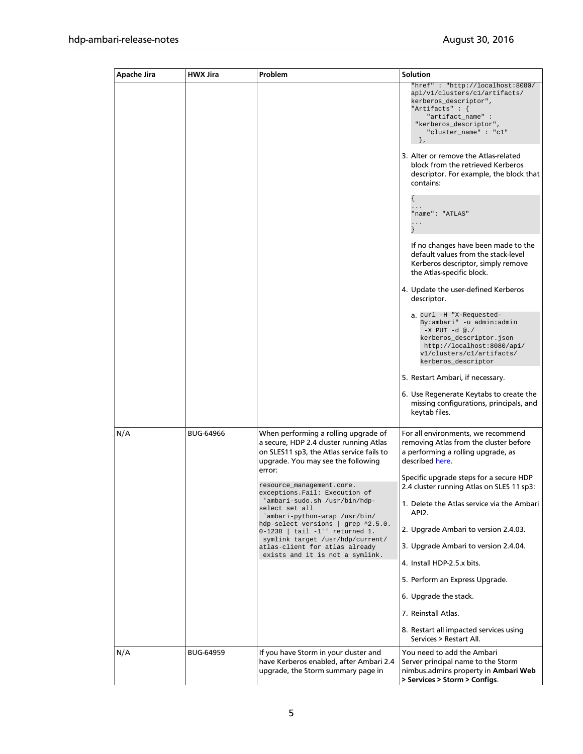| Apache Jira | HWX Jira | Problem | Solution |
| --- | --- | --- | --- |
| | | | `"href" : "http://localhost:8080/api/v1/clusters/c1/artifacts/kerberos_descriptor", "Artifacts" : { "artifact_name" : "kerberos_descriptor", "cluster_name" : "c1" },` <br><br> 3. Alter or remove the Atlas-related block from the retrieved Kerberos descriptor. For example, the block that contains: <br><br> `{ ... "name": "ATLAS" ... }` <br><br> If no changes have been made to the default values from the stack-level Kerberos descriptor, simply remove the Atlas-specific block. <br><br> 4. Update the user-defined Kerberos descriptor. <br><br> a. `curl -H "X-Requested-By:ambari" -u admin:admin -X PUT -d @./kerberos_descriptor.json http://localhost:8080/api/v1/clusters/c1/artifacts/kerberos_descriptor` <br><br> 5. Restart Ambari, if necessary. <br><br> 6. Use Regenerate Keytabs to create the missing configurations, principals, and keytab files. |
| N/A | BUG-64966 | When performing a rolling upgrade of a secure, HDP 2.4 cluster running Atlas on SLES11 sp3, the Atlas service fails to upgrade. You may see the following error: <br><br> `resource_management.core.exceptions.Fail: Execution of 'ambari-sudo.sh /usr/bin/hdp-select set all `ambari-python-wrap /usr/bin/hdp-select versions \| grep ^2.5.0.0-1238 \| tail -1`' returned 1. symlink target /usr/hdp/current/atlas-client for atlas already exists and it is not a symlink.` | For all environments, we recommend removing Atlas from the cluster before a performing a rolling upgrade, as described here. <br><br> Specific upgrade steps for a secure HDP 2.4 cluster running Atlas on SLES 11 sp3: <br><br> 1. Delete the Atlas service via the Ambari API2. <br><br> 2. Upgrade Ambari to version 2.4.03. <br><br> 3. Upgrade Ambari to version 2.4.04. <br><br> 4. Install HDP-2.5.x bits. <br><br> 5. Perform an Express Upgrade. <br><br> 6. Upgrade the stack. <br><br> 7. Reinstall Atlas. <br><br> 8. Restart all impacted services using Services > Restart All. |
| N/A | BUG-64959 | If you have Storm in your cluster and have Kerberos enabled, after Ambari 2.4 upgrade, the Storm summary page in | You need to add the Ambari Server principal name to the Storm nimbus.admins property in **Ambari Web > Services > Storm > Configs**. |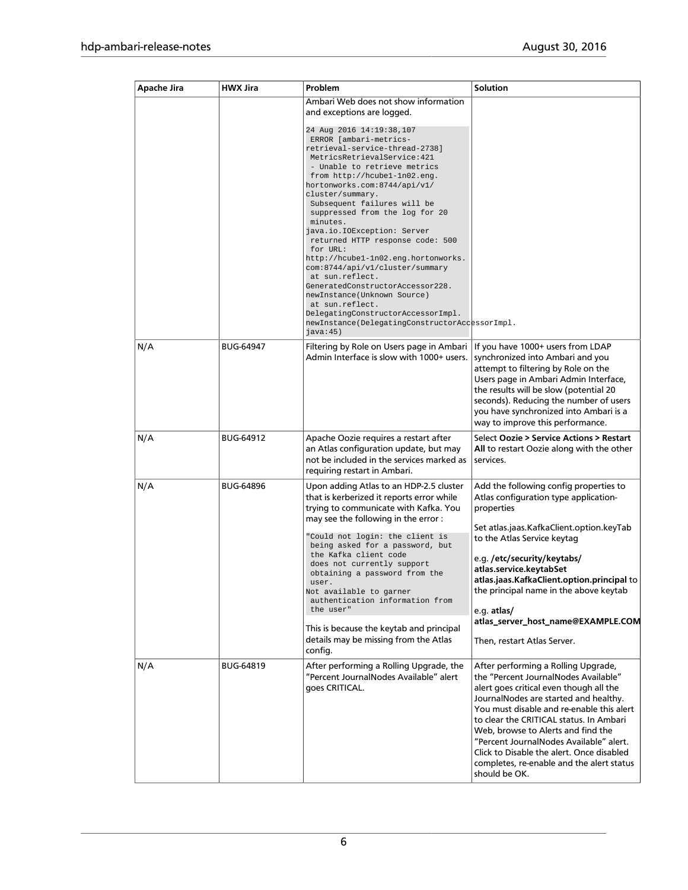| Apache Jira | HWX Jira | Problem | Solution |
| --- | --- | --- | --- |
| | | Ambari Web does not show information and exceptions are logged.<br><br>`24 Aug 2016 14:19:38,107 ERROR [ambari-metrics-retrieval-service-thread-2738] MetricsRetrievalService:421 - Unable to retrieve metrics from http://hcube1-1n02.eng.hortonworks.com:8744/api/v1/cluster/summary. Subsequent failures will be suppressed from the log for 20 minutes. java.io.IOException: Server returned HTTP response code: 500 for URL: http://hcube1-1n02.eng.hortonworks.com:8744/api/v1/cluster/summary at sun.reflect.GeneratedConstructorAccessor228.newInstance(Unknown Source) at sun.reflect.DelegatingConstructorAccessorImpl.newInstance(DelegatingConstructorAccessorImpl.java:45)` | |
| N/A | BUG-64947 | Filtering by Role on Users page in Ambari Admin Interface is slow with 1000+ users. | If you have 1000+ users from LDAP synchronized into Ambari and you attempt to filtering by Role on the Users page in Ambari Admin Interface, the results will be slow (potential 20 seconds). Reducing the number of users you have synchronized into Ambari is a way to improve this performance. |
| N/A | BUG-64912 | Apache Oozie requires a restart after an Atlas configuration update, but may not be included in the services marked as requiring restart in Ambari. | Select **Oozie > Service Actions > Restart All** to restart Oozie along with the other services. |
| N/A | BUG-64896 | Upon adding Atlas to an HDP-2.5 cluster that is kerberized it reports error while trying to communicate with Kafka. You may see the following in the error :<br><br>`"Could not login: the client is being asked for a password, but the Kafka client code does not currently support obtaining a password from the user. Not available to garner authentication information from the user"`<br><br>This is because the keytab and principal details may be missing from the Atlas config. | Add the following config properties to Atlas configuration type application-properties<br><br>Set atlas.jaas.KafkaClient.option.keyTab to the Atlas Service keytag<br><br>e.g. **/etc/security/keytabs/atlas.service.keytabSet atlas.jaas.KafkaClient.option.principal** to the principal name in the above keytab<br><br>e.g. **atlas/atlas_server_host_name@EXAMPLE.COM**<br><br>Then, restart Atlas Server. |
| N/A | BUG-64819 | After performing a Rolling Upgrade, the "Percent JournalNodes Available" alert goes CRITICAL. | After performing a Rolling Upgrade, the "Percent JournalNodes Available" alert goes critical even though all the JournalNodes are started and healthy. You must disable and re-enable this alert to clear the CRITICAL status. In Ambari Web, browse to Alerts and find the "Percent JournalNodes Available" alert. Click to Disable the alert. Once disabled completes, re-enable and the alert status should be OK. |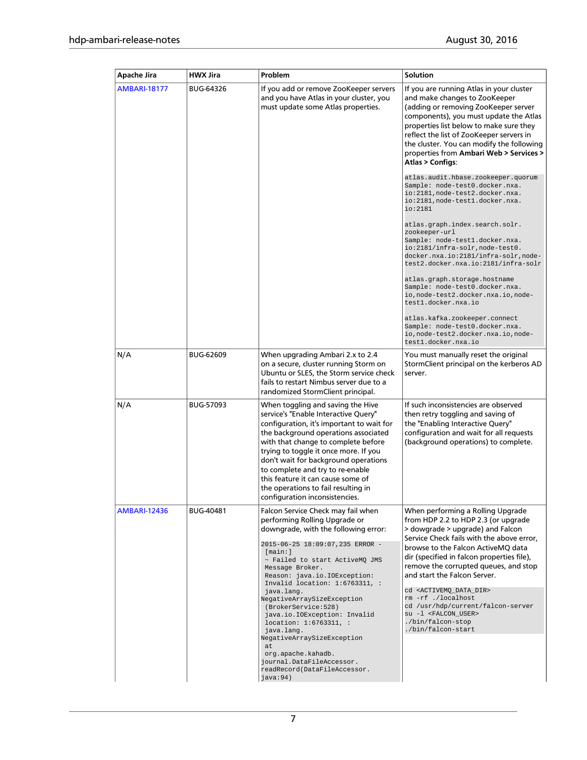| Apache Jira | HWX Jira | Problem | Solution |
| --- | --- | --- | --- |
| AMBARI-18177 | BUG-64326 | If you add or remove ZooKeeper servers and you have Atlas in your cluster, you must update some Atlas properties. | If you are running Atlas in your cluster and make changes to ZooKeeper (adding or removing ZooKeeper server components), you must update the Atlas properties list below to make sure they reflect the list of ZooKeeper servers in the cluster. You can modify the following properties from **Ambari Web > Services > Atlas > Configs**:<br><br>`atlas.audit.hbase.zookeeper.quorum`<br>`Sample: node-test0.docker.nxa.io:2181,node-test2.docker.nxa.io:2181,node-test1.docker.nxa.io:2181`<br><br>`atlas.graph.index.search.solr.zookeeper-url`<br>`Sample: node-test1.docker.nxa.io:2181/infra-solr,node-test0.docker.nxa.io:2181/infra-solr,node-test2.docker.nxa.io:2181/infra-solr`<br><br>`atlas.graph.storage.hostname`<br>`Sample: node-test0.docker.nxa.io,node-test2.docker.nxa.io,node-test1.docker.nxa.io`<br><br>`atlas.kafka.zookeeper.connect`<br>`Sample: node-test0.docker.nxa.io,node-test2.docker.nxa.io,node-test1.docker.nxa.io` |
| N/A | BUG-62609 | When upgrading Ambari 2.x to 2.4 on a secure, cluster running Storm on Ubuntu or SLES, the Storm service check fails to restart Nimbus server due to a randomized StormClient principal. | You must manually reset the original StormClient principal on the kerberos AD server. |
| N/A | BUG-57093 | When toggling and saving the Hive service's "Enable Interactive Query" configuration, it's important to wait for the background operations associated with that change to complete before trying to toggle it once more. If you don't wait for background operations to complete and try to re-enable this feature it can cause some of the operations to fail resulting in configuration inconsistencies. | If such inconsistencies are observed then retry toggling and saving of the "Enabling Interactive Query" configuration and wait for all requests (background operations) to complete. |
| AMBARI-12436 | BUG-40481 | Falcon Service Check may fail when performing Rolling Upgrade or downgrade, with the following error:<br><br>`2015-06-25 18:09:07,235 ERROR - [main:] ~ Failed to start ActiveMQ JMS Message Broker. Reason: java.io.IOException: Invalid location: 1:6763311, : java.lang.NegativeArraySizeException (BrokerService:528) java.io.IOException: Invalid location: 1:6763311, : java.lang.NegativeArraySizeException at org.apache.kahadb.journal.DataFileAccessor.readRecord(DataFileAccessor.java:94)` | When performing a Rolling Upgrade from HDP 2.2 to HDP 2.3 (or upgrade > dowgrade > upgrade) and Falcon Service Check fails with the above error, browse to the Falcon ActiveMQ data dir (specified in falcon properties file), remove the corrupted queues, and stop and start the Falcon Server.<br><br>`cd <ACTIVEMQ_DATA_DIR>`<br>`rm -rf ./localhost`<br>`cd /usr/hdp/current/falcon-server`<br>`su -l <FALCON_USER>`<br>`./bin/falcon-stop`<br>`./bin/falcon-start` |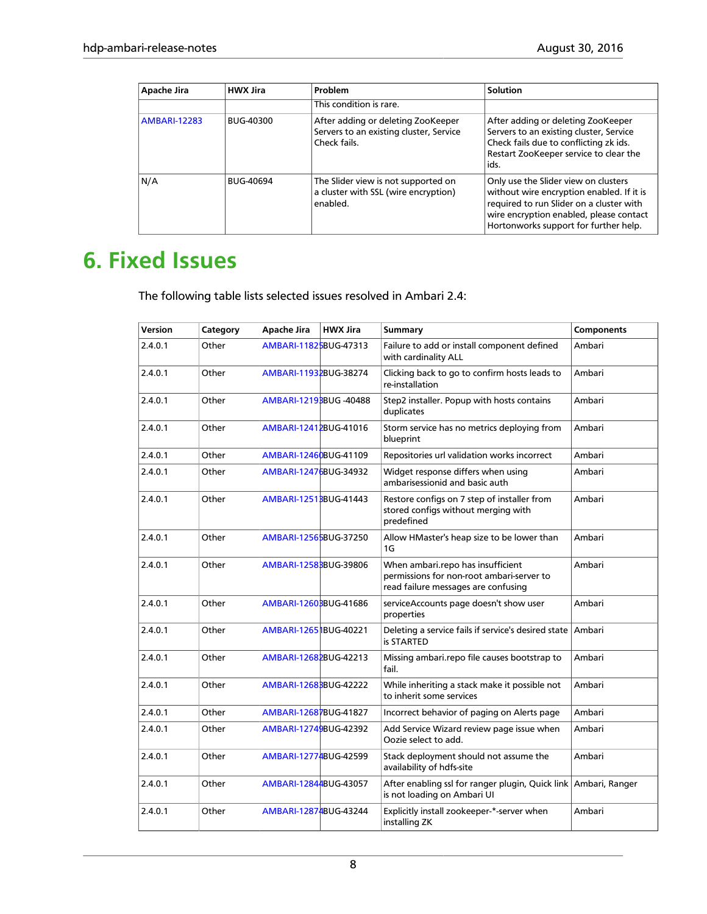| Apache Jira | HWX Jira | Problem | Solution |
|---|---|---|---|
| | | This condition is rare. | |
| AMBARI-12283 | BUG-40300 | After adding or deleting ZooKeeper Servers to an existing cluster, Service Check fails. | After adding or deleting ZooKeeper Servers to an existing cluster, Service Check fails due to conflicting zk ids. Restart ZooKeeper service to clear the ids. |
| N/A | BUG-40694 | The Slider view is not supported on a cluster with SSL (wire encryption) enabled. | Only use the Slider view on clusters without wire encryption enabled. If it is required to run Slider on a cluster with wire encryption enabled, please contact Hortonworks support for further help. |

# 6. Fixed Issues

The following table lists selected issues resolved in Ambari 2.4:

| Version | Category | Apache Jira | HWX Jira | Summary | Components |
|---|---|---|---|---|---|
| 2.4.0.1 | Other | AMBARI-11825 | BUG-47313 | Failure to add or install component defined with cardinality ALL | Ambari |
| 2.4.0.1 | Other | AMBARI-11932 | BUG-38274 | Clicking back to go to confirm hosts leads to re-installation | Ambari |
| 2.4.0.1 | Other | AMBARI-12193 | BUG -40488 | Step2 installer. Popup with hosts contains duplicates | Ambari |
| 2.4.0.1 | Other | AMBARI-12412 | BUG-41016 | Storm service has no metrics deploying from blueprint | Ambari |
| 2.4.0.1 | Other | AMBARI-12460 | BUG-41109 | Repositories url validation works incorrect | Ambari |
| 2.4.0.1 | Other | AMBARI-12476 | BUG-34932 | Widget response differs when using ambarisessionid and basic auth | Ambari |
| 2.4.0.1 | Other | AMBARI-12513 | BUG-41443 | Restore configs on 7 step of installer from stored configs without merging with predefined | Ambari |
| 2.4.0.1 | Other | AMBARI-12565 | BUG-37250 | Allow HMaster's heap size to be lower than 1G | Ambari |
| 2.4.0.1 | Other | AMBARI-12583 | BUG-39806 | When ambari.repo has insufficient permissions for non-root ambari-server to read failure messages are confusing | Ambari |
| 2.4.0.1 | Other | AMBARI-12603 | BUG-41686 | serviceAccounts page doesn't show user properties | Ambari |
| 2.4.0.1 | Other | AMBARI-12651 | BUG-40221 | Deleting a service fails if service's desired state is STARTED | Ambari |
| 2.4.0.1 | Other | AMBARI-12682 | BUG-42213 | Missing ambari.repo file causes bootstrap to fail. | Ambari |
| 2.4.0.1 | Other | AMBARI-12683 | BUG-42222 | While inheriting a stack make it possible not to inherit some services | Ambari |
| 2.4.0.1 | Other | AMBARI-12687 | BUG-41827 | Incorrect behavior of paging on Alerts page | Ambari |
| 2.4.0.1 | Other | AMBARI-12749 | BUG-42392 | Add Service Wizard review page issue when Oozie select to add. | Ambari |
| 2.4.0.1 | Other | AMBARI-12774 | BUG-42599 | Stack deployment should not assume the availability of hdfs-site | Ambari |
| 2.4.0.1 | Other | AMBARI-12844 | BUG-43057 | After enabling ssl for ranger plugin, Quick link is not loading on Ambari UI | Ambari, Ranger |
| 2.4.0.1 | Other | AMBARI-12874 | BUG-43244 | Explicitly install zookeeper-*-server when installing ZK | Ambari |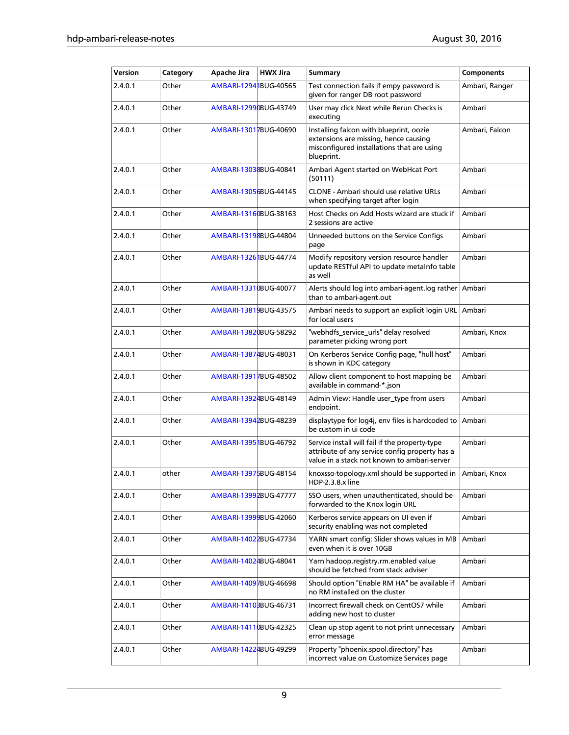| Version | Category | Apache Jira | HWX Jira | Summary | Components |
|---|---|---|---|---|---|
| 2.4.0.1 | Other | AMBARI-12941 | BUG-40565 | Test connection fails if empty password is given for ranger DB root password | Ambari, Ranger |
| 2.4.0.1 | Other | AMBARI-12990 | BUG-43749 | User may click Next while Rerun Checks is executing | Ambari |
| 2.4.0.1 | Other | AMBARI-13017 | BUG-40690 | Installing falcon with blueprint, oozie extensions are missing, hence causing misconfigured installations that are using blueprint. | Ambari, Falcon |
| 2.4.0.1 | Other | AMBARI-13038 | BUG-40841 | Ambari Agent started on WebHcat Port (50111) | Ambari |
| 2.4.0.1 | Other | AMBARI-13056 | BUG-44145 | CLONE - Ambari should use relative URLs when specifying target after login | Ambari |
| 2.4.0.1 | Other | AMBARI-13160 | BUG-38163 | Host Checks on Add Hosts wizard are stuck if 2 sessions are active | Ambari |
| 2.4.0.1 | Other | AMBARI-13198 | BUG-44804 | Unneeded buttons on the Service Configs page | Ambari |
| 2.4.0.1 | Other | AMBARI-13261 | BUG-44774 | Modify repository version resource handler update RESTful API to update metaInfo table as well | Ambari |
| 2.4.0.1 | Other | AMBARI-13310 | BUG-40077 | Alerts should log into ambari-agent.log rather than to ambari-agent.out | Ambari |
| 2.4.0.1 | Other | AMBARI-13819 | BUG-43575 | Ambari needs to support an explicit login URL for local users | Ambari |
| 2.4.0.1 | Other | AMBARI-13820 | BUG-58292 | "webhdfs_service_urls" delay resolved parameter picking wrong port | Ambari, Knox |
| 2.4.0.1 | Other | AMBARI-13874 | BUG-48031 | On Kerberos Service Config page, "hull host" is shown in KDC category | Ambari |
| 2.4.0.1 | Other | AMBARI-13917 | BUG-48502 | Allow client component to host mapping be available in command-*.json | Ambari |
| 2.4.0.1 | Other | AMBARI-13924 | BUG-48149 | Admin View: Handle user_type from users endpoint. | Ambari |
| 2.4.0.1 | Other | AMBARI-13942 | BUG-48239 | displaytype for log4j, env files is hardcoded to be custom in ui code | Ambari |
| 2.4.0.1 | Other | AMBARI-13951 | BUG-46792 | Service install will fail if the property-type attribute of any service config property has a value in a stack not known to ambari-server | Ambari |
| 2.4.0.1 | other | AMBARI-13975 | BUG-48154 | knoxsso-topology.xml should be supported in HDP-2.3.8.x line | Ambari, Knox |
| 2.4.0.1 | Other | AMBARI-13992 | BUG-47777 | SSO users, when unauthenticated, should be forwarded to the Knox login URL | Ambari |
| 2.4.0.1 | Other | AMBARI-13999 | BUG-42060 | Kerberos service appears on UI even if security enabling was not completed | Ambari |
| 2.4.0.1 | Other | AMBARI-14022 | BUG-47734 | YARN smart config: Slider shows values in MB even when it is over 10GB | Ambari |
| 2.4.0.1 | Other | AMBARI-14024 | BUG-48041 | Yarn hadoop.registry.rm.enabled value should be fetched from stack adviser | Ambari |
| 2.4.0.1 | Other | AMBARI-14097 | BUG-46698 | Should option "Enable RM HA" be available if no RM installed on the cluster | Ambari |
| 2.4.0.1 | Other | AMBARI-14103 | BUG-46731 | Incorrect firewall check on CentOS7 while adding new host to cluster | Ambari |
| 2.4.0.1 | Other | AMBARI-14110 | BUG-42325 | Clean up stop agent to not print unnecessary error message | Ambari |
| 2.4.0.1 | Other | AMBARI-14224 | BUG-49299 | Property "phoenix.spool.directory" has incorrect value on Customize Services page | Ambari |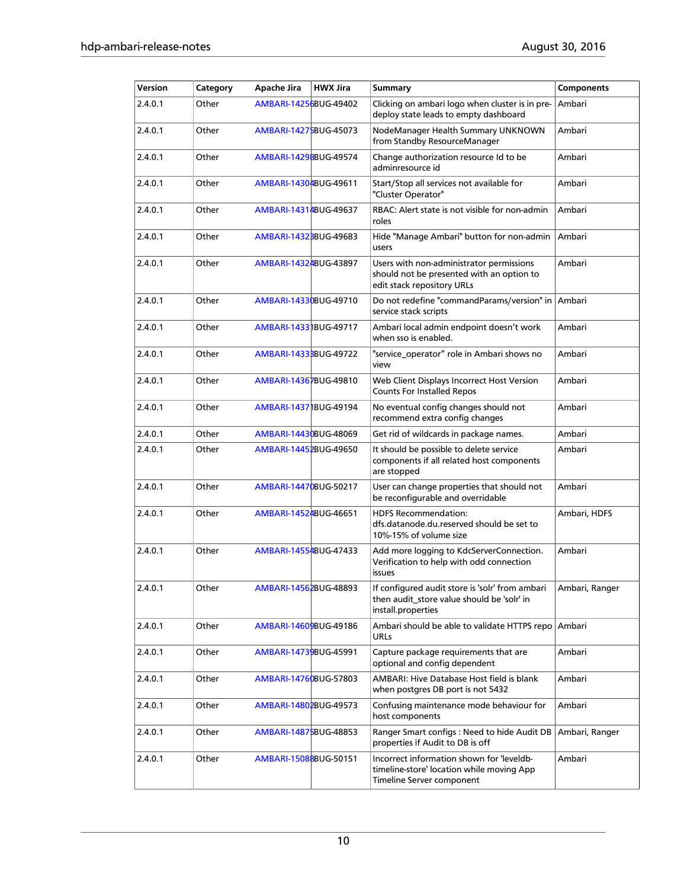| Version | Category | Apache Jira | HWX Jira | Summary | Components |
| --- | --- | --- | --- | --- | --- |
| 2.4.0.1 | Other | AMBARI-14256 | BUG-49402 | Clicking on ambari logo when cluster is in pre-deploy state leads to empty dashboard | Ambari |
| 2.4.0.1 | Other | AMBARI-14275 | BUG-45073 | NodeManager Health Summary UNKNOWN from Standby ResourceManager | Ambari |
| 2.4.0.1 | Other | AMBARI-14298 | BUG-49574 | Change authorization resource Id to be adminresource id | Ambari |
| 2.4.0.1 | Other | AMBARI-14304 | BUG-49611 | Start/Stop all services not available for "Cluster Operator" | Ambari |
| 2.4.0.1 | Other | AMBARI-14314 | BUG-49637 | RBAC: Alert state is not visible for non-admin roles | Ambari |
| 2.4.0.1 | Other | AMBARI-14323 | BUG-49683 | Hide "Manage Ambari" button for non-admin users | Ambari |
| 2.4.0.1 | Other | AMBARI-14324 | BUG-43897 | Users with non-administrator permissions should not be presented with an option to edit stack repository URLs | Ambari |
| 2.4.0.1 | Other | AMBARI-14330 | BUG-49710 | Do not redefine "commandParams/version" in service stack scripts | Ambari |
| 2.4.0.1 | Other | AMBARI-14331 | BUG-49717 | Ambari local admin endpoint doesn't work when sso is enabled. | Ambari |
| 2.4.0.1 | Other | AMBARI-14333 | BUG-49722 | "service_operator" role in Ambari shows no view | Ambari |
| 2.4.0.1 | Other | AMBARI-14367 | BUG-49810 | Web Client Displays Incorrect Host Version Counts For Installed Repos | Ambari |
| 2.4.0.1 | Other | AMBARI-14371 | BUG-49194 | No eventual config changes should not recommend extra config changes | Ambari |
| 2.4.0.1 | Other | AMBARI-14430 | BUG-48069 | Get rid of wildcards in package names. | Ambari |
| 2.4.0.1 | Other | AMBARI-14452 | BUG-49650 | It should be possible to delete service components if all related host components are stopped | Ambari |
| 2.4.0.1 | Other | AMBARI-14470 | BUG-50217 | User can change properties that should not be reconfigurable and overridable | Ambari |
| 2.4.0.1 | Other | AMBARI-14524 | BUG-46651 | HDFS Recommendation: dfs.datanode.du.reserved should be set to 10%-15% of volume size | Ambari, HDFS |
| 2.4.0.1 | Other | AMBARI-14554 | BUG-47433 | Add more logging to KdcServerConnection. Verification to help with odd connection issues | Ambari |
| 2.4.0.1 | Other | AMBARI-14562 | BUG-48893 | If configured audit store is 'solr' from ambari then audit_store value should be 'solr' in install.properties | Ambari, Ranger |
| 2.4.0.1 | Other | AMBARI-14609 | BUG-49186 | Ambari should be able to validate HTTPS repo URLs | Ambari |
| 2.4.0.1 | Other | AMBARI-14739 | BUG-45991 | Capture package requirements that are optional and config dependent | Ambari |
| 2.4.0.1 | Other | AMBARI-14760 | BUG-57803 | AMBARI: Hive Database Host field is blank when postgres DB port is not 5432 | Ambari |
| 2.4.0.1 | Other | AMBARI-14802 | BUG-49573 | Confusing maintenance mode behaviour for host components | Ambari |
| 2.4.0.1 | Other | AMBARI-14875 | BUG-48853 | Ranger Smart configs : Need to hide Audit DB properties if Audit to DB is off | Ambari, Ranger |
| 2.4.0.1 | Other | AMBARI-15088 | BUG-50151 | Incorrect information shown for 'leveldb-timeline-store' location while moving App Timeline Server component | Ambari |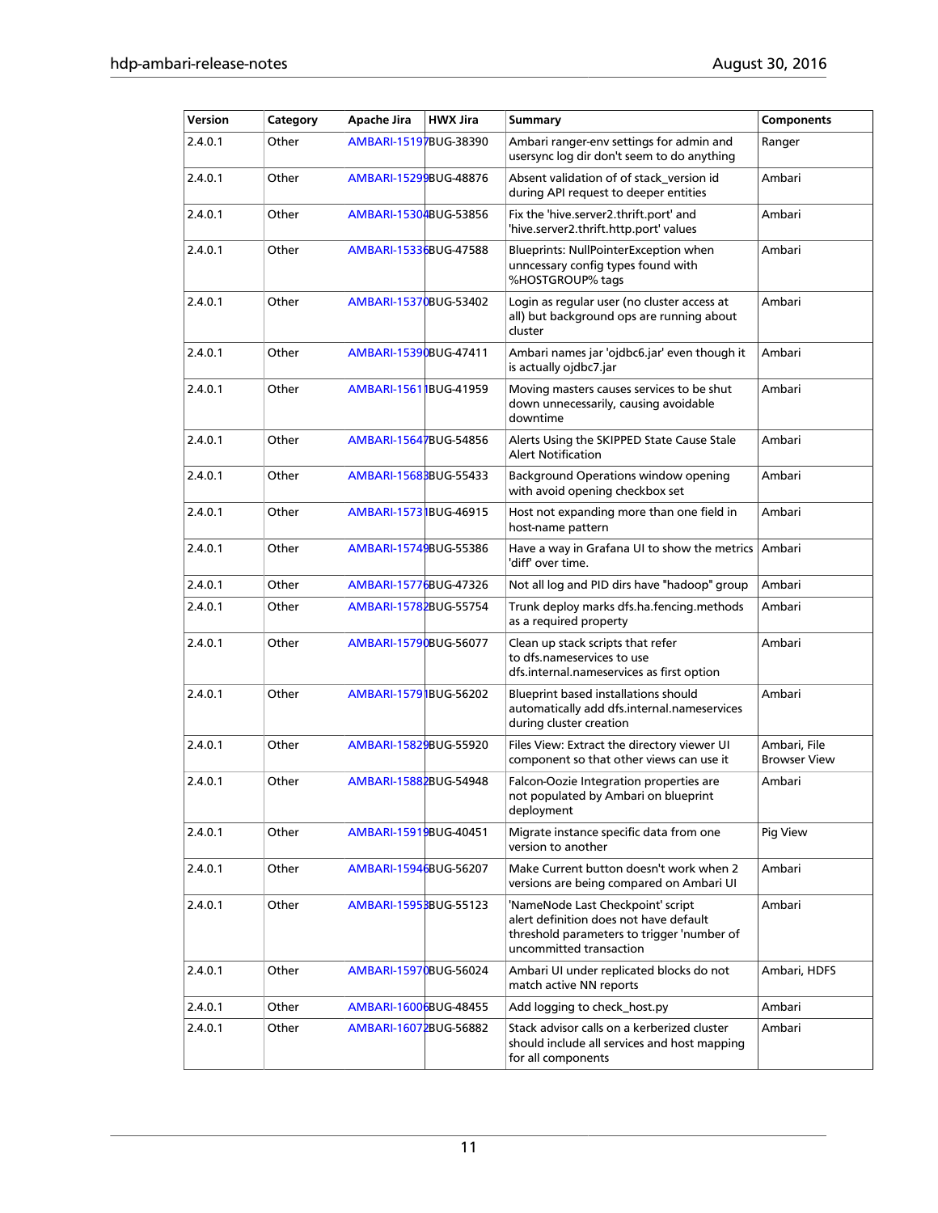| Version | Category | Apache Jira | HWX Jira | Summary | Components |
|---|---|---|---|---|---|
| 2.4.0.1 | Other | AMBARI-15197 | BUG-38390 | Ambari ranger-env settings for admin and usersync log dir don't seem to do anything | Ranger |
| 2.4.0.1 | Other | AMBARI-15299 | BUG-48876 | Absent validation of of stack_version id during API request to deeper entities | Ambari |
| 2.4.0.1 | Other | AMBARI-15304 | BUG-53856 | Fix the 'hive.server2.thrift.port' and 'hive.server2.thrift.http.port' values | Ambari |
| 2.4.0.1 | Other | AMBARI-15336 | BUG-47588 | Blueprints: NullPointerException when unncessary config types found with %HOSTGROUP% tags | Ambari |
| 2.4.0.1 | Other | AMBARI-15370 | BUG-53402 | Login as regular user (no cluster access at all) but background ops are running about cluster | Ambari |
| 2.4.0.1 | Other | AMBARI-15390 | BUG-47411 | Ambari names jar 'ojdbc6.jar' even though it is actually ojdbc7.jar | Ambari |
| 2.4.0.1 | Other | AMBARI-15611 | BUG-41959 | Moving masters causes services to be shut down unnecessarily, causing avoidable downtime | Ambari |
| 2.4.0.1 | Other | AMBARI-15647 | BUG-54856 | Alerts Using the SKIPPED State Cause Stale Alert Notification | Ambari |
| 2.4.0.1 | Other | AMBARI-15683 | BUG-55433 | Background Operations window opening with avoid opening checkbox set | Ambari |
| 2.4.0.1 | Other | AMBARI-15731 | BUG-46915 | Host not expanding more than one field in host-name pattern | Ambari |
| 2.4.0.1 | Other | AMBARI-15749 | BUG-55386 | Have a way in Grafana UI to show the metrics 'diff' over time. | Ambari |
| 2.4.0.1 | Other | AMBARI-15776 | BUG-47326 | Not all log and PID dirs have "hadoop" group | Ambari |
| 2.4.0.1 | Other | AMBARI-15782 | BUG-55754 | Trunk deploy marks dfs.ha.fencing.methods as a required property | Ambari |
| 2.4.0.1 | Other | AMBARI-15790 | BUG-56077 | Clean up stack scripts that refer to dfs.nameservices to use dfs.internal.nameservices as first option | Ambari |
| 2.4.0.1 | Other | AMBARI-15791 | BUG-56202 | Blueprint based installations should automatically add dfs.internal.nameservices during cluster creation | Ambari |
| 2.4.0.1 | Other | AMBARI-15829 | BUG-55920 | Files View: Extract the directory viewer UI component so that other views can use it | Ambari, File Browser View |
| 2.4.0.1 | Other | AMBARI-15882 | BUG-54948 | Falcon-Oozie Integration properties are not populated by Ambari on blueprint deployment | Ambari |
| 2.4.0.1 | Other | AMBARI-15919 | BUG-40451 | Migrate instance specific data from one version to another | Pig View |
| 2.4.0.1 | Other | AMBARI-15946 | BUG-56207 | Make Current button doesn't work when 2 versions are being compared on Ambari UI | Ambari |
| 2.4.0.1 | Other | AMBARI-15953 | BUG-55123 | 'NameNode Last Checkpoint' script alert definition does not have default threshold parameters to trigger 'number of uncommitted transaction | Ambari |
| 2.4.0.1 | Other | AMBARI-15970 | BUG-56024 | Ambari UI under replicated blocks do not match active NN reports | Ambari, HDFS |
| 2.4.0.1 | Other | AMBARI-16006 | BUG-48455 | Add logging to check_host.py | Ambari |
| 2.4.0.1 | Other | AMBARI-16072 | BUG-56882 | Stack advisor calls on a kerberized cluster should include all services and host mapping for all components | Ambari |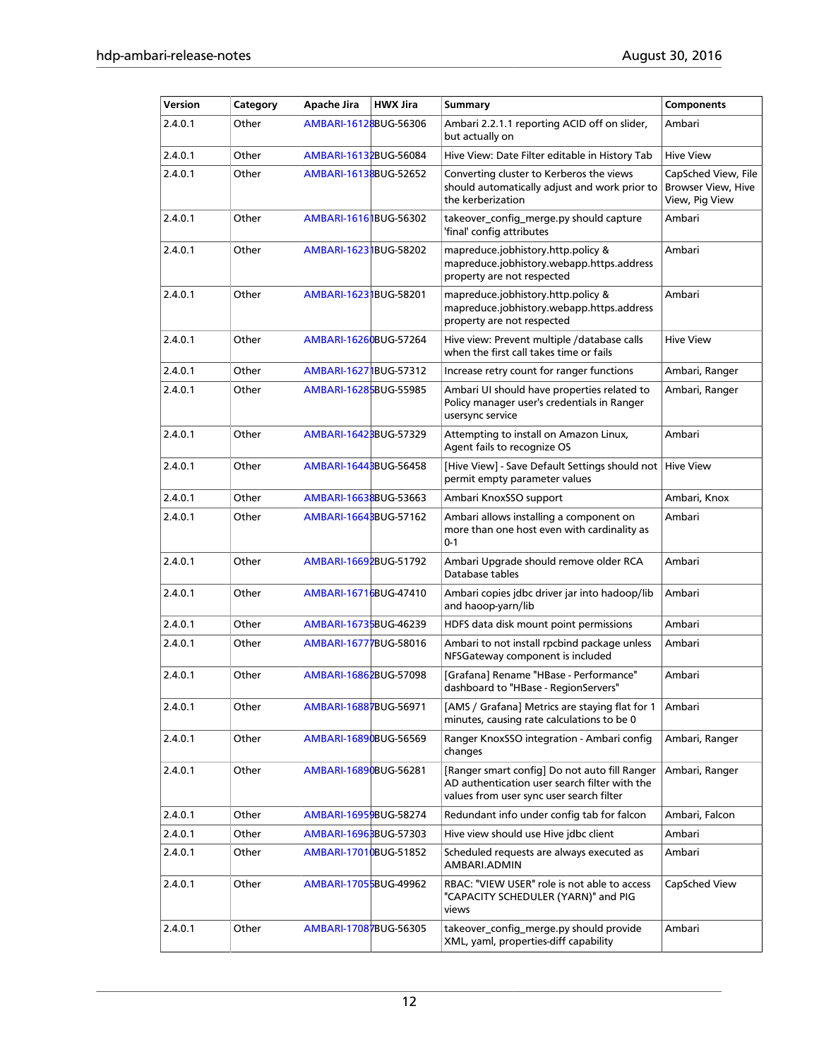| Version | Category | Apache Jira | HWX Jira | Summary | Components |
|---|---|---|---|---|---|
| 2.4.0.1 | Other | AMBARI-16128 | BUG-56306 | Ambari 2.2.1.1 reporting ACID off on slider, but actually on | Ambari |
| 2.4.0.1 | Other | AMBARI-16132 | BUG-56084 | Hive View: Date Filter editable in History Tab | Hive View |
| 2.4.0.1 | Other | AMBARI-16138 | BUG-52652 | Converting cluster to Kerberos the views should automatically adjust and work prior to the kerberization | CapSched View, File Browser View, Hive View, Pig View |
| 2.4.0.1 | Other | AMBARI-16161 | BUG-56302 | takeover_config_merge.py should capture 'final' config attributes | Ambari |
| 2.4.0.1 | Other | AMBARI-16231 | BUG-58202 | mapreduce.jobhistory.http.policy & mapreduce.jobhistory.webapp.https.address property are not respected | Ambari |
| 2.4.0.1 | Other | AMBARI-16231 | BUG-58201 | mapreduce.jobhistory.http.policy & mapreduce.jobhistory.webapp.https.address property are not respected | Ambari |
| 2.4.0.1 | Other | AMBARI-16260 | BUG-57264 | Hive view: Prevent multiple /database calls when the first call takes time or fails | Hive View |
| 2.4.0.1 | Other | AMBARI-16271 | BUG-57312 | Increase retry count for ranger functions | Ambari, Ranger |
| 2.4.0.1 | Other | AMBARI-16285 | BUG-55985 | Ambari UI should have properties related to Policy manager user's credentials in Ranger usersync service | Ambari, Ranger |
| 2.4.0.1 | Other | AMBARI-16423 | BUG-57329 | Attempting to install on Amazon Linux, Agent fails to recognize OS | Ambari |
| 2.4.0.1 | Other | AMBARI-16443 | BUG-56458 | [Hive View] - Save Default Settings should not permit empty parameter values | Hive View |
| 2.4.0.1 | Other | AMBARI-16638 | BUG-53663 | Ambari KnoxSSO support | Ambari, Knox |
| 2.4.0.1 | Other | AMBARI-16643 | BUG-57162 | Ambari allows installing a component on more than one host even with cardinality as 0-1 | Ambari |
| 2.4.0.1 | Other | AMBARI-16692 | BUG-51792 | Ambari Upgrade should remove older RCA Database tables | Ambari |
| 2.4.0.1 | Other | AMBARI-16716 | BUG-47410 | Ambari copies jdbc driver jar into hadoop/lib and haoop-yarn/lib | Ambari |
| 2.4.0.1 | Other | AMBARI-16735 | BUG-46239 | HDFS data disk mount point permissions | Ambari |
| 2.4.0.1 | Other | AMBARI-16777 | BUG-58016 | Ambari to not install rpcbind package unless NFSGateway component is included | Ambari |
| 2.4.0.1 | Other | AMBARI-16862 | BUG-57098 | [Grafana] Rename "HBase - Performance" dashboard to "HBase - RegionServers" | Ambari |
| 2.4.0.1 | Other | AMBARI-16887 | BUG-56971 | [AMS / Grafana] Metrics are staying flat for 1 minutes, causing rate calculations to be 0 | Ambari |
| 2.4.0.1 | Other | AMBARI-16890 | BUG-56569 | Ranger KnoxSSO integration - Ambari config changes | Ambari, Ranger |
| 2.4.0.1 | Other | AMBARI-16890 | BUG-56281 | [Ranger smart config] Do not auto fill Ranger AD authentication user search filter with the values from user sync user search filter | Ambari, Ranger |
| 2.4.0.1 | Other | AMBARI-16959 | BUG-58274 | Redundant info under config tab for falcon | Ambari, Falcon |
| 2.4.0.1 | Other | AMBARI-16963 | BUG-57303 | Hive view should use Hive jdbc client | Ambari |
| 2.4.0.1 | Other | AMBARI-17010 | BUG-51852 | Scheduled requests are always executed as AMBARI.ADMIN | Ambari |
| 2.4.0.1 | Other | AMBARI-17055 | BUG-49962 | RBAC: "VIEW USER" role is not able to access "CAPACITY SCHEDULER (YARN)" and PIG views | CapSched View |
| 2.4.0.1 | Other | AMBARI-17087 | BUG-56305 | takeover_config_merge.py should provide XML, yaml, properties-diff capability | Ambari |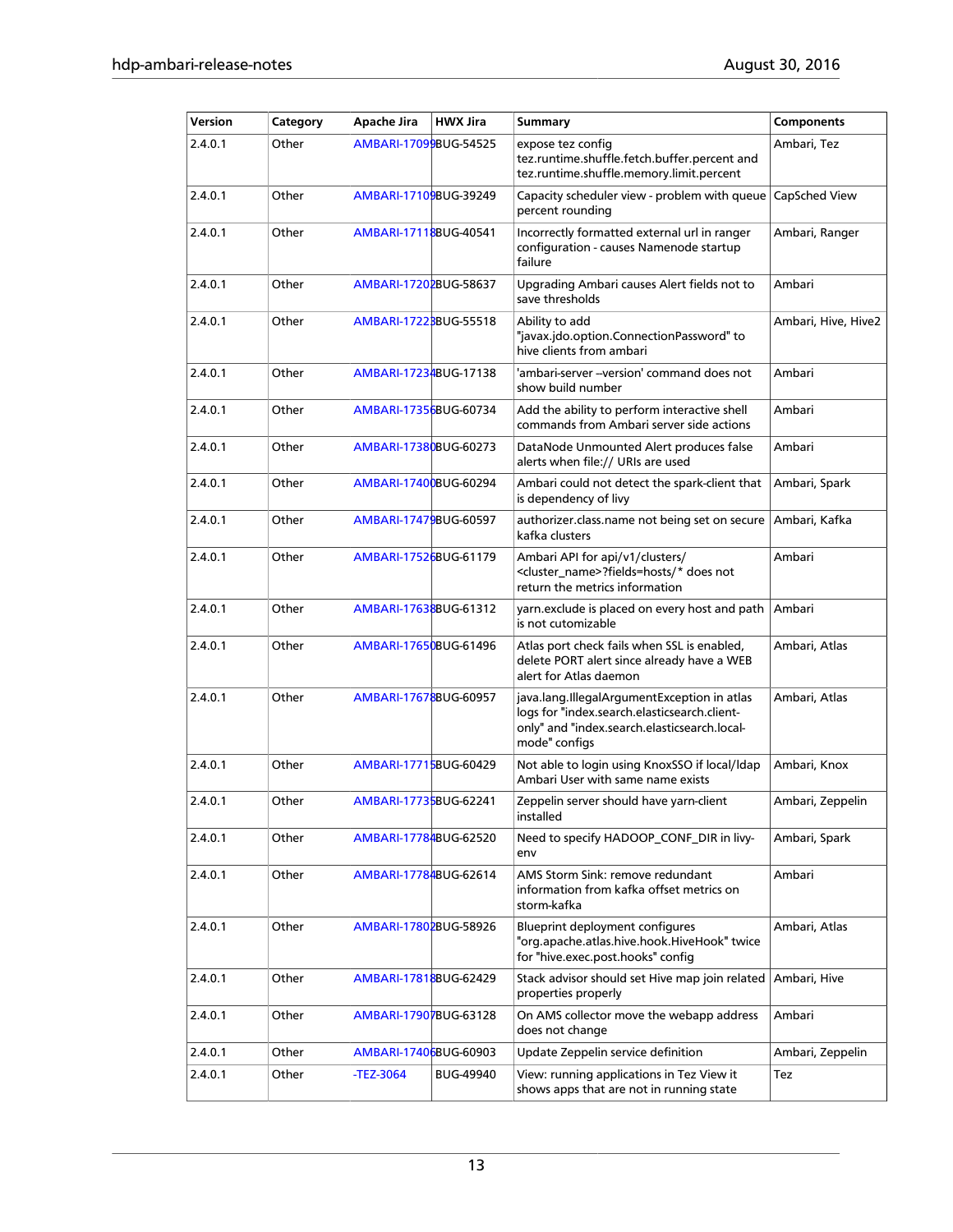| Version | Category | Apache Jira | HWX Jira | Summary | Components |
|---|---|---|---|---|---|
| 2.4.0.1 | Other | AMBARI-17099 | BUG-54525 | expose tez config tez.runtime.shuffle.fetch.buffer.percent and tez.runtime.shuffle.memory.limit.percent | Ambari, Tez |
| 2.4.0.1 | Other | AMBARI-17109 | BUG-39249 | Capacity scheduler view - problem with queue percent rounding | CapSched View |
| 2.4.0.1 | Other | AMBARI-17118 | BUG-40541 | Incorrectly formatted external url in ranger configuration - causes Namenode startup failure | Ambari, Ranger |
| 2.4.0.1 | Other | AMBARI-17202 | BUG-58637 | Upgrading Ambari causes Alert fields not to save thresholds | Ambari |
| 2.4.0.1 | Other | AMBARI-17223 | BUG-55518 | Ability to add "javax.jdo.option.ConnectionPassword" to hive clients from ambari | Ambari, Hive, Hive2 |
| 2.4.0.1 | Other | AMBARI-17234 | BUG-17138 | 'ambari-server –version' command does not show build number | Ambari |
| 2.4.0.1 | Other | AMBARI-17356 | BUG-60734 | Add the ability to perform interactive shell commands from Ambari server side actions | Ambari |
| 2.4.0.1 | Other | AMBARI-17380 | BUG-60273 | DataNode Unmounted Alert produces false alerts when file:// URIs are used | Ambari |
| 2.4.0.1 | Other | AMBARI-17400 | BUG-60294 | Ambari could not detect the spark-client that is dependency of livy | Ambari, Spark |
| 2.4.0.1 | Other | AMBARI-17479 | BUG-60597 | authorizer.class.name not being set on secure kafka clusters | Ambari, Kafka |
| 2.4.0.1 | Other | AMBARI-17526 | BUG-61179 | Ambari API for api/v1/clusters/<cluster_name>?fields=hosts/* does not return the metrics information | Ambari |
| 2.4.0.1 | Other | AMBARI-17638 | BUG-61312 | yarn.exclude is placed on every host and path is not cutomizable | Ambari |
| 2.4.0.1 | Other | AMBARI-17650 | BUG-61496 | Atlas port check fails when SSL is enabled, delete PORT alert since already have a WEB alert for Atlas daemon | Ambari, Atlas |
| 2.4.0.1 | Other | AMBARI-17678 | BUG-60957 | java.lang.IllegalArgumentException in atlas logs for "index.search.elasticsearch.client-only" and "index.search.elasticsearch.local-mode" configs | Ambari, Atlas |
| 2.4.0.1 | Other | AMBARI-17715 | BUG-60429 | Not able to login using KnoxSSO if local/ldap Ambari User with same name exists | Ambari, Knox |
| 2.4.0.1 | Other | AMBARI-17735 | BUG-62241 | Zeppelin server should have yarn-client installed | Ambari, Zeppelin |
| 2.4.0.1 | Other | AMBARI-17784 | BUG-62520 | Need to specify HADOOP_CONF_DIR in livy-env | Ambari, Spark |
| 2.4.0.1 | Other | AMBARI-17784 | BUG-62614 | AMS Storm Sink: remove redundant information from kafka offset metrics on storm-kafka | Ambari |
| 2.4.0.1 | Other | AMBARI-17802 | BUG-58926 | Blueprint deployment configures "org.apache.atlas.hive.hook.HiveHook" twice for "hive.exec.post.hooks" config | Ambari, Atlas |
| 2.4.0.1 | Other | AMBARI-17818 | BUG-62429 | Stack advisor should set Hive map join related properties properly | Ambari, Hive |
| 2.4.0.1 | Other | AMBARI-17907 | BUG-63128 | On AMS collector move the webapp address does not change | Ambari |
| 2.4.0.1 | Other | AMBARI-17406 | BUG-60903 | Update Zeppelin service definition | Ambari, Zeppelin |
| 2.4.0.1 | Other | -TEZ-3064 | BUG-49940 | View: running applications in Tez View it shows apps that are not in running state | Tez |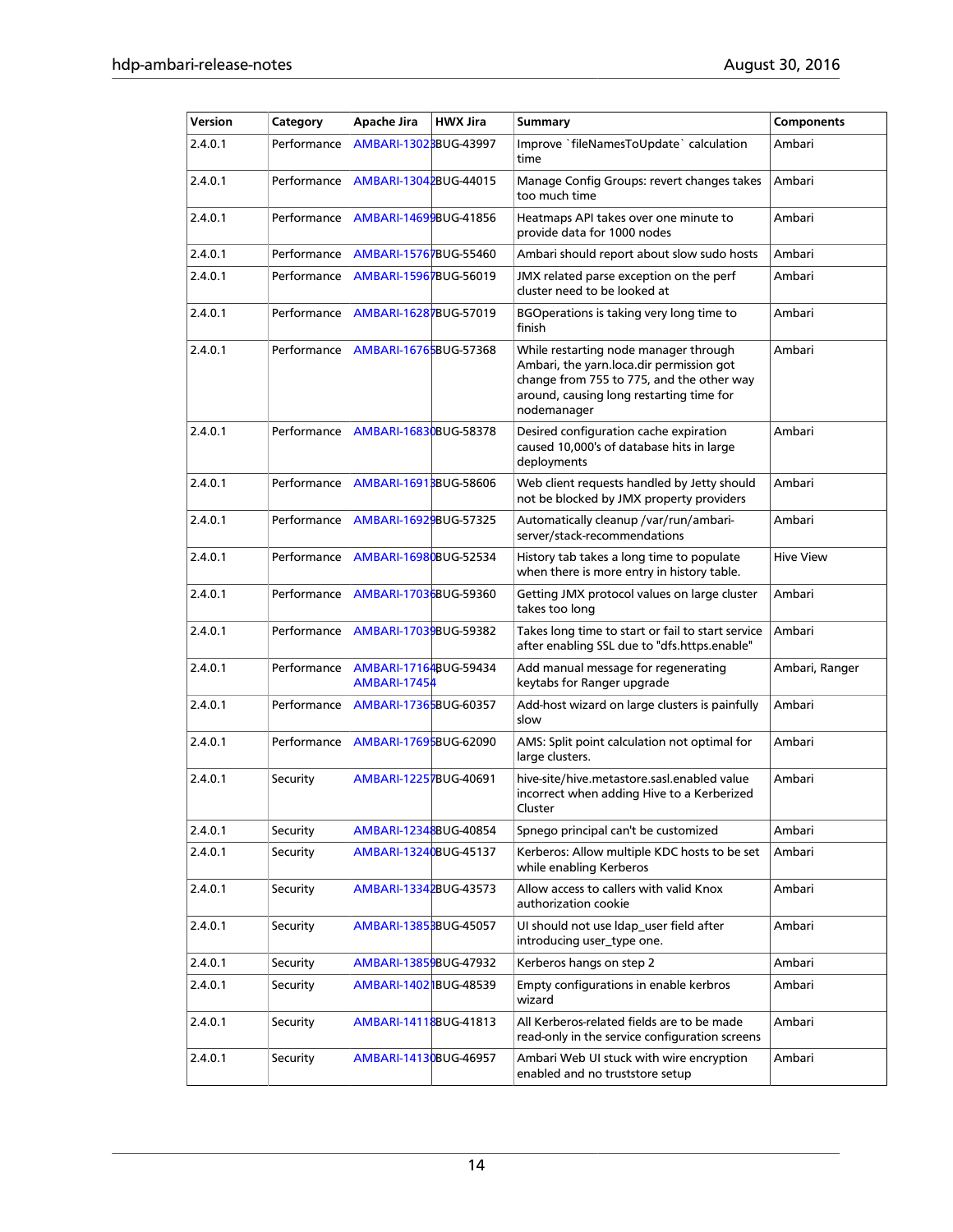| Version | Category | Apache Jira | HWX Jira | Summary | Components |
|---|---|---|---|---|---|
| 2.4.0.1 | Performance | AMBARI-13023 | BUG-43997 | Improve `fileNamesToUpdate` calculation time | Ambari |
| 2.4.0.1 | Performance | AMBARI-13042 | BUG-44015 | Manage Config Groups: revert changes takes too much time | Ambari |
| 2.4.0.1 | Performance | AMBARI-14699 | BUG-41856 | Heatmaps API takes over one minute to provide data for 1000 nodes | Ambari |
| 2.4.0.1 | Performance | AMBARI-15767 | BUG-55460 | Ambari should report about slow sudo hosts | Ambari |
| 2.4.0.1 | Performance | AMBARI-15967 | BUG-56019 | JMX related parse exception on the perf cluster need to be looked at | Ambari |
| 2.4.0.1 | Performance | AMBARI-16287 | BUG-57019 | BGOperations is taking very long time to finish | Ambari |
| 2.4.0.1 | Performance | AMBARI-16765 | BUG-57368 | While restarting node manager through Ambari, the yarn.loca.dir permission got change from 755 to 775, and the other way around, causing long restarting time for nodemanager | Ambari |
| 2.4.0.1 | Performance | AMBARI-16830 | BUG-58378 | Desired configuration cache expiration caused 10,000's of database hits in large deployments | Ambari |
| 2.4.0.1 | Performance | AMBARI-16913 | BUG-58606 | Web client requests handled by Jetty should not be blocked by JMX property providers | Ambari |
| 2.4.0.1 | Performance | AMBARI-16929 | BUG-57325 | Automatically cleanup /var/run/ambari-server/stack-recommendations | Ambari |
| 2.4.0.1 | Performance | AMBARI-16980 | BUG-52534 | History tab takes a long time to populate when there is more entry in history table. | Hive View |
| 2.4.0.1 | Performance | AMBARI-17036 | BUG-59360 | Getting JMX protocol values on large cluster takes too long | Ambari |
| 2.4.0.1 | Performance | AMBARI-17039 | BUG-59382 | Takes long time to start or fail to start service after enabling SSL due to "dfs.https.enable" | Ambari |
| 2.4.0.1 | Performance | AMBARI-17164, AMBARI-17454 | BUG-59434 | Add manual message for regenerating keytabs for Ranger upgrade | Ambari, Ranger |
| 2.4.0.1 | Performance | AMBARI-17365 | BUG-60357 | Add-host wizard on large clusters is painfully slow | Ambari |
| 2.4.0.1 | Performance | AMBARI-17695 | BUG-62090 | AMS: Split point calculation not optimal for large clusters. | Ambari |
| 2.4.0.1 | Security | AMBARI-12257 | BUG-40691 | hive-site/hive.metastore.sasl.enabled value incorrect when adding Hive to a Kerberized Cluster | Ambari |
| 2.4.0.1 | Security | AMBARI-12348 | BUG-40854 | Spnego principal can't be customized | Ambari |
| 2.4.0.1 | Security | AMBARI-13240 | BUG-45137 | Kerberos: Allow multiple KDC hosts to be set while enabling Kerberos | Ambari |
| 2.4.0.1 | Security | AMBARI-13342 | BUG-43573 | Allow access to callers with valid Knox authorization cookie | Ambari |
| 2.4.0.1 | Security | AMBARI-13853 | BUG-45057 | UI should not use ldap_user field after introducing user_type one. | Ambari |
| 2.4.0.1 | Security | AMBARI-13859 | BUG-47932 | Kerberos hangs on step 2 | Ambari |
| 2.4.0.1 | Security | AMBARI-14021 | BUG-48539 | Empty configurations in enable kerbros wizard | Ambari |
| 2.4.0.1 | Security | AMBARI-14118 | BUG-41813 | All Kerberos-related fields are to be made read-only in the service configuration screens | Ambari |
| 2.4.0.1 | Security | AMBARI-14130 | BUG-46957 | Ambari Web UI stuck with wire encryption enabled and no truststore setup | Ambari |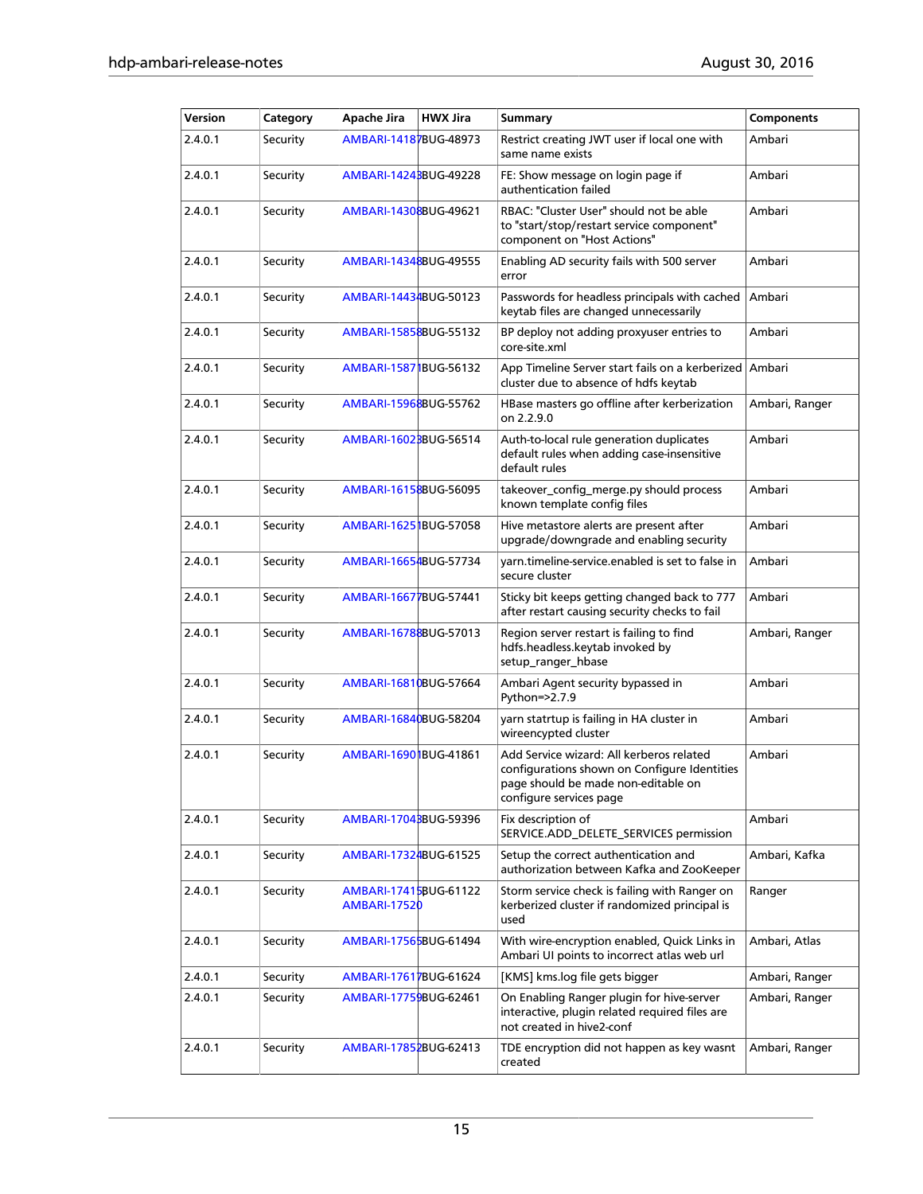| Version | Category | Apache Jira | HWX Jira | Summary | Components |
|---|---|---|---|---|---|
| 2.4.0.1 | Security | AMBARI-14187 | BUG-48973 | Restrict creating JWT user if local one with same name exists | Ambari |
| 2.4.0.1 | Security | AMBARI-14243 | BUG-49228 | FE: Show message on login page if authentication failed | Ambari |
| 2.4.0.1 | Security | AMBARI-14308 | BUG-49621 | RBAC: "Cluster User" should not be able to "start/stop/restart service component" component on "Host Actions" | Ambari |
| 2.4.0.1 | Security | AMBARI-14348 | BUG-49555 | Enabling AD security fails with 500 server error | Ambari |
| 2.4.0.1 | Security | AMBARI-14434 | BUG-50123 | Passwords for headless principals with cached keytab files are changed unnecessarily | Ambari |
| 2.4.0.1 | Security | AMBARI-15858 | BUG-55132 | BP deploy not adding proxyuser entries to core-site.xml | Ambari |
| 2.4.0.1 | Security | AMBARI-15871 | BUG-56132 | App Timeline Server start fails on a kerberized cluster due to absence of hdfs keytab | Ambari |
| 2.4.0.1 | Security | AMBARI-15968 | BUG-55762 | HBase masters go offline after kerberization on 2.2.9.0 | Ambari, Ranger |
| 2.4.0.1 | Security | AMBARI-16023 | BUG-56514 | Auth-to-local rule generation duplicates default rules when adding case-insensitive default rules | Ambari |
| 2.4.0.1 | Security | AMBARI-16158 | BUG-56095 | takeover_config_merge.py should process known template config files | Ambari |
| 2.4.0.1 | Security | AMBARI-16251 | BUG-57058 | Hive metastore alerts are present after upgrade/downgrade and enabling security | Ambari |
| 2.4.0.1 | Security | AMBARI-16654 | BUG-57734 | yarn.timeline-service.enabled is set to false in secure cluster | Ambari |
| 2.4.0.1 | Security | AMBARI-16677 | BUG-57441 | Sticky bit keeps getting changed back to 777 after restart causing security checks to fail | Ambari |
| 2.4.0.1 | Security | AMBARI-16788 | BUG-57013 | Region server restart is failing to find hdfs.headless.keytab invoked by setup_ranger_hbase | Ambari, Ranger |
| 2.4.0.1 | Security | AMBARI-16810 | BUG-57664 | Ambari Agent security bypassed in Python=>2.7.9 | Ambari |
| 2.4.0.1 | Security | AMBARI-16840 | BUG-58204 | yarn statrtup is failing in HA cluster in wireencypted cluster | Ambari |
| 2.4.0.1 | Security | AMBARI-16901 | BUG-41861 | Add Service wizard: All kerberos related configurations shown on Configure Identities page should be made non-editable on configure services page | Ambari |
| 2.4.0.1 | Security | AMBARI-17043 | BUG-59396 | Fix description of SERVICE.ADD_DELETE_SERVICES permission | Ambari |
| 2.4.0.1 | Security | AMBARI-17324 | BUG-61525 | Setup the correct authentication and authorization between Kafka and ZooKeeper | Ambari, Kafka |
| 2.4.0.1 | Security | AMBARI-17415 AMBARI-17520 | BUG-61122 | Storm service check is failing with Ranger on kerberized cluster if randomized principal is used | Ranger |
| 2.4.0.1 | Security | AMBARI-17565 | BUG-61494 | With wire-encryption enabled, Quick Links in Ambari UI points to incorrect atlas web url | Ambari, Atlas |
| 2.4.0.1 | Security | AMBARI-17617 | BUG-61624 | [KMS] kms.log file gets bigger | Ambari, Ranger |
| 2.4.0.1 | Security | AMBARI-17759 | BUG-62461 | On Enabling Ranger plugin for hive-server interactive, plugin related required files are not created in hive2-conf | Ambari, Ranger |
| 2.4.0.1 | Security | AMBARI-17852 | BUG-62413 | TDE encryption did not happen as key wasnt created | Ambari, Ranger |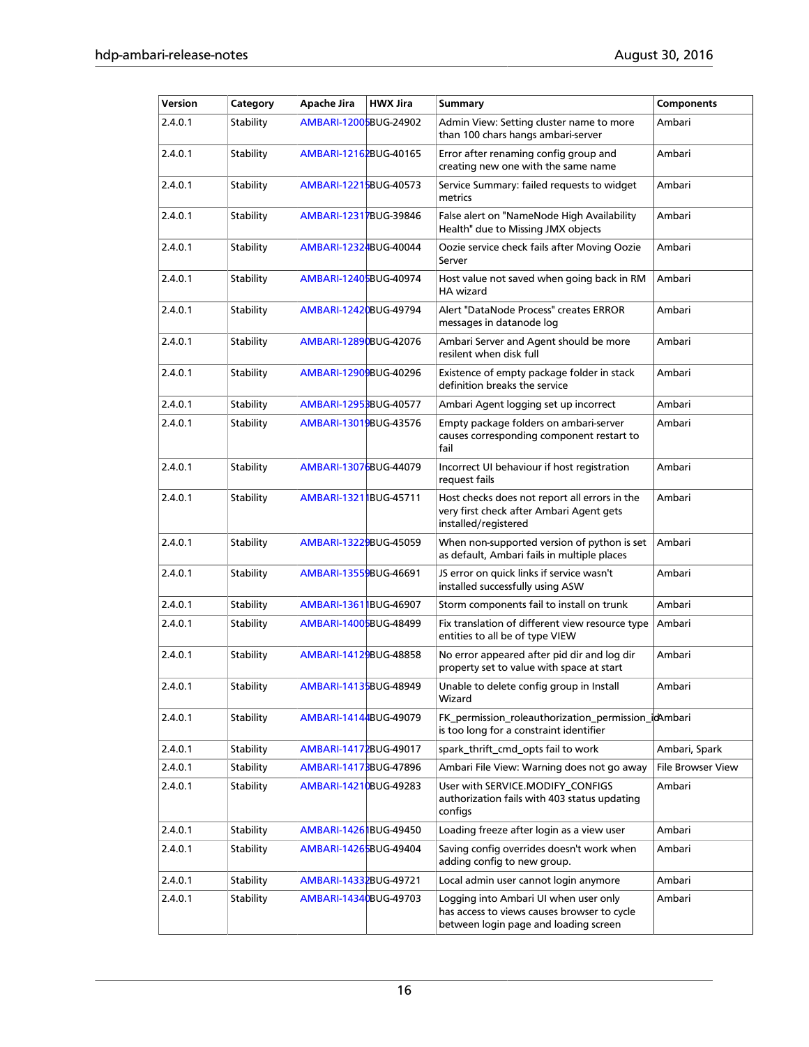| Version | Category | Apache Jira | HWX Jira | Summary | Components |
|---|---|---|---|---|---|
| 2.4.0.1 | Stability | AMBARI-12005 | BUG-24902 | Admin View: Setting cluster name to more than 100 chars hangs ambari-server | Ambari |
| 2.4.0.1 | Stability | AMBARI-12162 | BUG-40165 | Error after renaming config group and creating new one with the same name | Ambari |
| 2.4.0.1 | Stability | AMBARI-12215 | BUG-40573 | Service Summary: failed requests to widget metrics | Ambari |
| 2.4.0.1 | Stability | AMBARI-12317 | BUG-39846 | False alert on "NameNode High Availability Health" due to Missing JMX objects | Ambari |
| 2.4.0.1 | Stability | AMBARI-12324 | BUG-40044 | Oozie service check fails after Moving Oozie Server | Ambari |
| 2.4.0.1 | Stability | AMBARI-12405 | BUG-40974 | Host value not saved when going back in RM HA wizard | Ambari |
| 2.4.0.1 | Stability | AMBARI-12420 | BUG-49794 | Alert "DataNode Process" creates ERROR messages in datanode log | Ambari |
| 2.4.0.1 | Stability | AMBARI-12890 | BUG-42076 | Ambari Server and Agent should be more resilent when disk full | Ambari |
| 2.4.0.1 | Stability | AMBARI-12909 | BUG-40296 | Existence of empty package folder in stack definition breaks the service | Ambari |
| 2.4.0.1 | Stability | AMBARI-12953 | BUG-40577 | Ambari Agent logging set up incorrect | Ambari |
| 2.4.0.1 | Stability | AMBARI-13019 | BUG-43576 | Empty package folders on ambari-server causes corresponding component restart to fail | Ambari |
| 2.4.0.1 | Stability | AMBARI-13076 | BUG-44079 | Incorrect UI behaviour if host registration request fails | Ambari |
| 2.4.0.1 | Stability | AMBARI-13211 | BUG-45711 | Host checks does not report all errors in the very first check after Ambari Agent gets installed/registered | Ambari |
| 2.4.0.1 | Stability | AMBARI-13229 | BUG-45059 | When non-supported version of python is set as default, Ambari fails in multiple places | Ambari |
| 2.4.0.1 | Stability | AMBARI-13559 | BUG-46691 | JS error on quick links if service wasn't installed successfully using ASW | Ambari |
| 2.4.0.1 | Stability | AMBARI-13611 | BUG-46907 | Storm components fail to install on trunk | Ambari |
| 2.4.0.1 | Stability | AMBARI-14005 | BUG-48499 | Fix translation of different view resource type entities to all be of type VIEW | Ambari |
| 2.4.0.1 | Stability | AMBARI-14129 | BUG-48858 | No error appeared after pid dir and log dir property set to value with space at start | Ambari |
| 2.4.0.1 | Stability | AMBARI-14135 | BUG-48949 | Unable to delete config group in Install Wizard | Ambari |
| 2.4.0.1 | Stability | AMBARI-14144 | BUG-49079 | FK_permission_roleauthorization_permission_id is too long for a constraint identifier | Ambari |
| 2.4.0.1 | Stability | AMBARI-14172 | BUG-49017 | spark_thrift_cmd_opts fail to work | Ambari, Spark |
| 2.4.0.1 | Stability | AMBARI-14173 | BUG-47896 | Ambari File View: Warning does not go away | File Browser View |
| 2.4.0.1 | Stability | AMBARI-14210 | BUG-49283 | User with SERVICE.MODIFY_CONFIGS authorization fails with 403 status updating configs | Ambari |
| 2.4.0.1 | Stability | AMBARI-14261 | BUG-49450 | Loading freeze after login as a view user | Ambari |
| 2.4.0.1 | Stability | AMBARI-14265 | BUG-49404 | Saving config overrides doesn't work when adding config to new group. | Ambari |
| 2.4.0.1 | Stability | AMBARI-14332 | BUG-49721 | Local admin user cannot login anymore | Ambari |
| 2.4.0.1 | Stability | AMBARI-14340 | BUG-49703 | Logging into Ambari UI when user only has access to views causes browser to cycle between login page and loading screen | Ambari |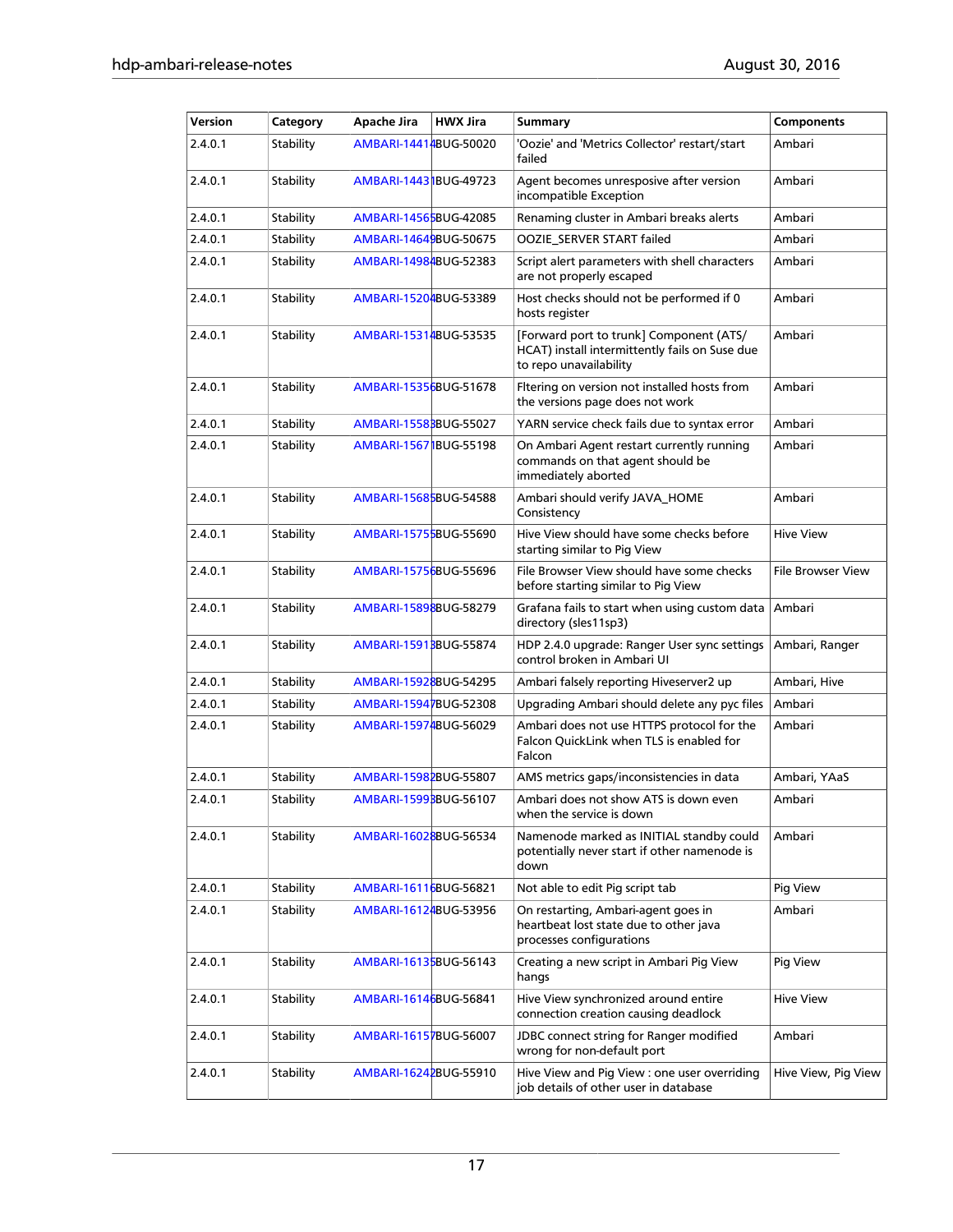| Version | Category | Apache Jira | HWX Jira | Summary | Components |
|---|---|---|---|---|---|
| 2.4.0.1 | Stability | AMBARI-14414 | BUG-50020 | 'Oozie' and 'Metrics Collector' restart/start failed | Ambari |
| 2.4.0.1 | Stability | AMBARI-14431 | BUG-49723 | Agent becomes unresposive after version incompatible Exception | Ambari |
| 2.4.0.1 | Stability | AMBARI-14565 | BUG-42085 | Renaming cluster in Ambari breaks alerts | Ambari |
| 2.4.0.1 | Stability | AMBARI-14649 | BUG-50675 | OOZIE_SERVER START failed | Ambari |
| 2.4.0.1 | Stability | AMBARI-14984 | BUG-52383 | Script alert parameters with shell characters are not properly escaped | Ambari |
| 2.4.0.1 | Stability | AMBARI-15204 | BUG-53389 | Host checks should not be performed if 0 hosts register | Ambari |
| 2.4.0.1 | Stability | AMBARI-15314 | BUG-53535 | [Forward port to trunk] Component (ATS/HCAT) install intermittently fails on Suse due to repo unavailability | Ambari |
| 2.4.0.1 | Stability | AMBARI-15356 | BUG-51678 | Fltering on version not installed hosts from the versions page does not work | Ambari |
| 2.4.0.1 | Stability | AMBARI-15583 | BUG-55027 | YARN service check fails due to syntax error | Ambari |
| 2.4.0.1 | Stability | AMBARI-15671 | BUG-55198 | On Ambari Agent restart currently running commands on that agent should be immediately aborted | Ambari |
| 2.4.0.1 | Stability | AMBARI-15685 | BUG-54588 | Ambari should verify JAVA_HOME Consistency | Ambari |
| 2.4.0.1 | Stability | AMBARI-15755 | BUG-55690 | Hive View should have some checks before starting similar to Pig View | Hive View |
| 2.4.0.1 | Stability | AMBARI-15756 | BUG-55696 | File Browser View should have some checks before starting similar to Pig View | File Browser View |
| 2.4.0.1 | Stability | AMBARI-15898 | BUG-58279 | Grafana fails to start when using custom data directory (sles11sp3) | Ambari |
| 2.4.0.1 | Stability | AMBARI-15913 | BUG-55874 | HDP 2.4.0 upgrade: Ranger User sync settings control broken in Ambari UI | Ambari, Ranger |
| 2.4.0.1 | Stability | AMBARI-15928 | BUG-54295 | Ambari falsely reporting Hiveserver2 up | Ambari, Hive |
| 2.4.0.1 | Stability | AMBARI-15947 | BUG-52308 | Upgrading Ambari should delete any pyc files | Ambari |
| 2.4.0.1 | Stability | AMBARI-15974 | BUG-56029 | Ambari does not use HTTPS protocol for the Falcon QuickLink when TLS is enabled for Falcon | Ambari |
| 2.4.0.1 | Stability | AMBARI-15982 | BUG-55807 | AMS metrics gaps/inconsistencies in data | Ambari, YAaS |
| 2.4.0.1 | Stability | AMBARI-15993 | BUG-56107 | Ambari does not show ATS is down even when the service is down | Ambari |
| 2.4.0.1 | Stability | AMBARI-16028 | BUG-56534 | Namenode marked as INITIAL standby could potentially never start if other namenode is down | Ambari |
| 2.4.0.1 | Stability | AMBARI-16116 | BUG-56821 | Not able to edit Pig script tab | Pig View |
| 2.4.0.1 | Stability | AMBARI-16124 | BUG-53956 | On restarting, Ambari-agent goes in heartbeat lost state due to other java processes configurations | Ambari |
| 2.4.0.1 | Stability | AMBARI-16135 | BUG-56143 | Creating a new script in Ambari Pig View hangs | Pig View |
| 2.4.0.1 | Stability | AMBARI-16146 | BUG-56841 | Hive View synchronized around entire connection creation causing deadlock | Hive View |
| 2.4.0.1 | Stability | AMBARI-16157 | BUG-56007 | JDBC connect string for Ranger modified wrong for non-default port | Ambari |
| 2.4.0.1 | Stability | AMBARI-16242 | BUG-55910 | Hive View and Pig View : one user overriding job details of other user in database | Hive View, Pig View |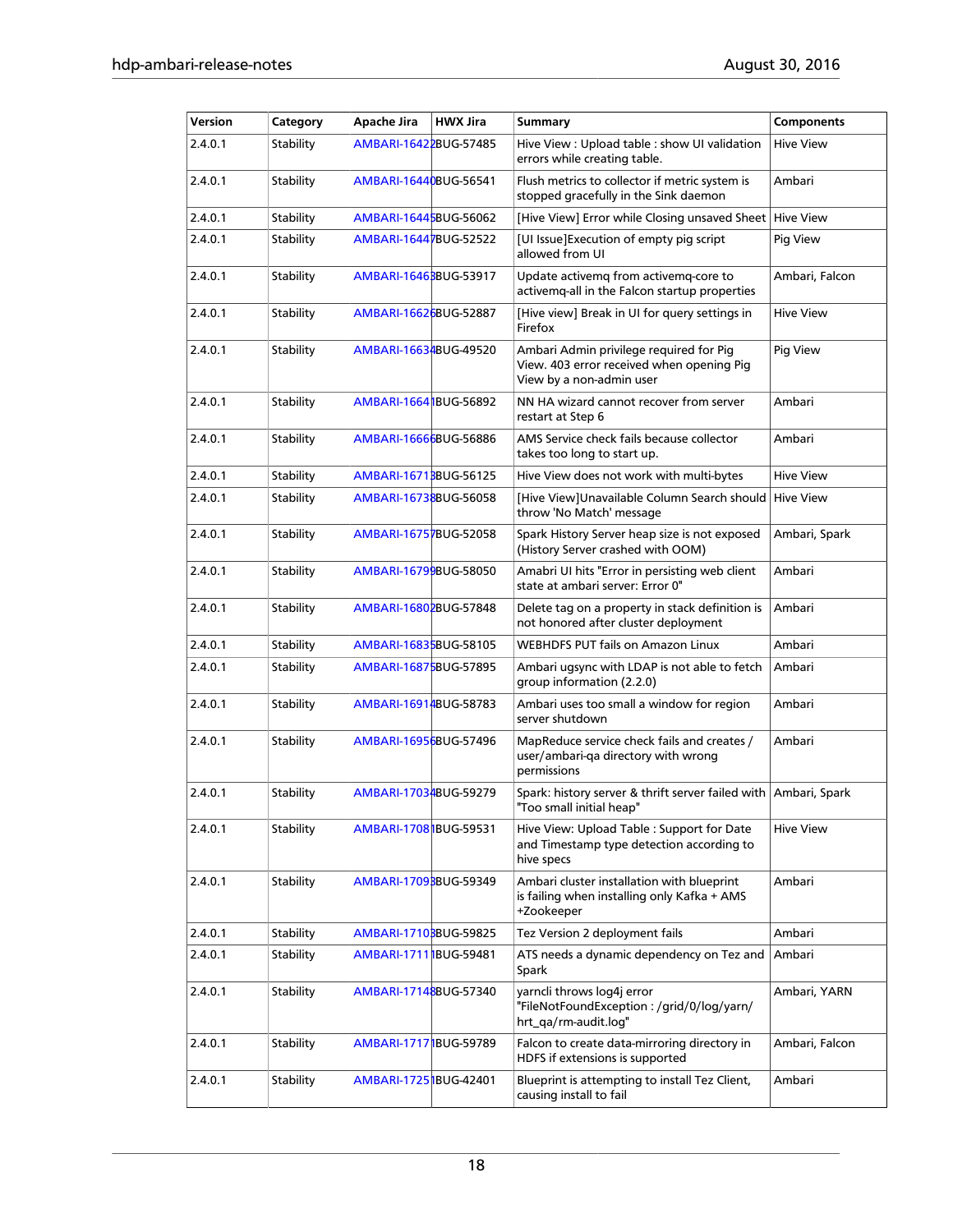| Version | Category | Apache Jira | HWX Jira | Summary | Components |
| --- | --- | --- | --- | --- | --- |
| 2.4.0.1 | Stability | AMBARI-16422 | BUG-57485 | Hive View : Upload table : show UI validation errors while creating table. | Hive View |
| 2.4.0.1 | Stability | AMBARI-16440 | BUG-56541 | Flush metrics to collector if metric system is stopped gracefully in the Sink daemon | Ambari |
| 2.4.0.1 | Stability | AMBARI-16445 | BUG-56062 | [Hive View] Error while Closing unsaved Sheet | Hive View |
| 2.4.0.1 | Stability | AMBARI-16447 | BUG-52522 | [UI Issue]Execution of empty pig script allowed from UI | Pig View |
| 2.4.0.1 | Stability | AMBARI-16463 | BUG-53917 | Update activemq from activemq-core to activemq-all in the Falcon startup properties | Ambari, Falcon |
| 2.4.0.1 | Stability | AMBARI-16626 | BUG-52887 | [Hive view] Break in UI for query settings in Firefox | Hive View |
| 2.4.0.1 | Stability | AMBARI-16634 | BUG-49520 | Ambari Admin privilege required for Pig View. 403 error received when opening Pig View by a non-admin user | Pig View |
| 2.4.0.1 | Stability | AMBARI-16641 | BUG-56892 | NN HA wizard cannot recover from server restart at Step 6 | Ambari |
| 2.4.0.1 | Stability | AMBARI-16666 | BUG-56886 | AMS Service check fails because collector takes too long to start up. | Ambari |
| 2.4.0.1 | Stability | AMBARI-16713 | BUG-56125 | Hive View does not work with multi-bytes | Hive View |
| 2.4.0.1 | Stability | AMBARI-16738 | BUG-56058 | [Hive View]Unavailable Column Search should throw 'No Match' message | Hive View |
| 2.4.0.1 | Stability | AMBARI-16757 | BUG-52058 | Spark History Server heap size is not exposed (History Server crashed with OOM) | Ambari, Spark |
| 2.4.0.1 | Stability | AMBARI-16799 | BUG-58050 | Amabri UI hits "Error in persisting web client state at ambari server: Error 0" | Ambari |
| 2.4.0.1 | Stability | AMBARI-16802 | BUG-57848 | Delete tag on a property in stack definition is not honored after cluster deployment | Ambari |
| 2.4.0.1 | Stability | AMBARI-16835 | BUG-58105 | WEBHDFS PUT fails on Amazon Linux | Ambari |
| 2.4.0.1 | Stability | AMBARI-16875 | BUG-57895 | Ambari ugsync with LDAP is not able to fetch group information (2.2.0) | Ambari |
| 2.4.0.1 | Stability | AMBARI-16914 | BUG-58783 | Ambari uses too small a window for region server shutdown | Ambari |
| 2.4.0.1 | Stability | AMBARI-16956 | BUG-57496 | MapReduce service check fails and creates / user/ambari-qa directory with wrong permissions | Ambari |
| 2.4.0.1 | Stability | AMBARI-17034 | BUG-59279 | Spark: history server & thrift server failed with "Too small initial heap" | Ambari, Spark |
| 2.4.0.1 | Stability | AMBARI-17081 | BUG-59531 | Hive View: Upload Table : Support for Date and Timestamp type detection according to hive specs | Hive View |
| 2.4.0.1 | Stability | AMBARI-17093 | BUG-59349 | Ambari cluster installation with blueprint is failing when installing only Kafka + AMS +Zookeeper | Ambari |
| 2.4.0.1 | Stability | AMBARI-17103 | BUG-59825 | Tez Version 2 deployment fails | Ambari |
| 2.4.0.1 | Stability | AMBARI-17111 | BUG-59481 | ATS needs a dynamic dependency on Tez and Spark | Ambari |
| 2.4.0.1 | Stability | AMBARI-17148 | BUG-57340 | yarncli throws log4j error "FileNotFoundException : /grid/0/log/yarn/ hrt_qa/rm-audit.log" | Ambari, YARN |
| 2.4.0.1 | Stability | AMBARI-17171 | BUG-59789 | Falcon to create data-mirroring directory in HDFS if extensions is supported | Ambari, Falcon |
| 2.4.0.1 | Stability | AMBARI-17251 | BUG-42401 | Blueprint is attempting to install Tez Client, causing install to fail | Ambari |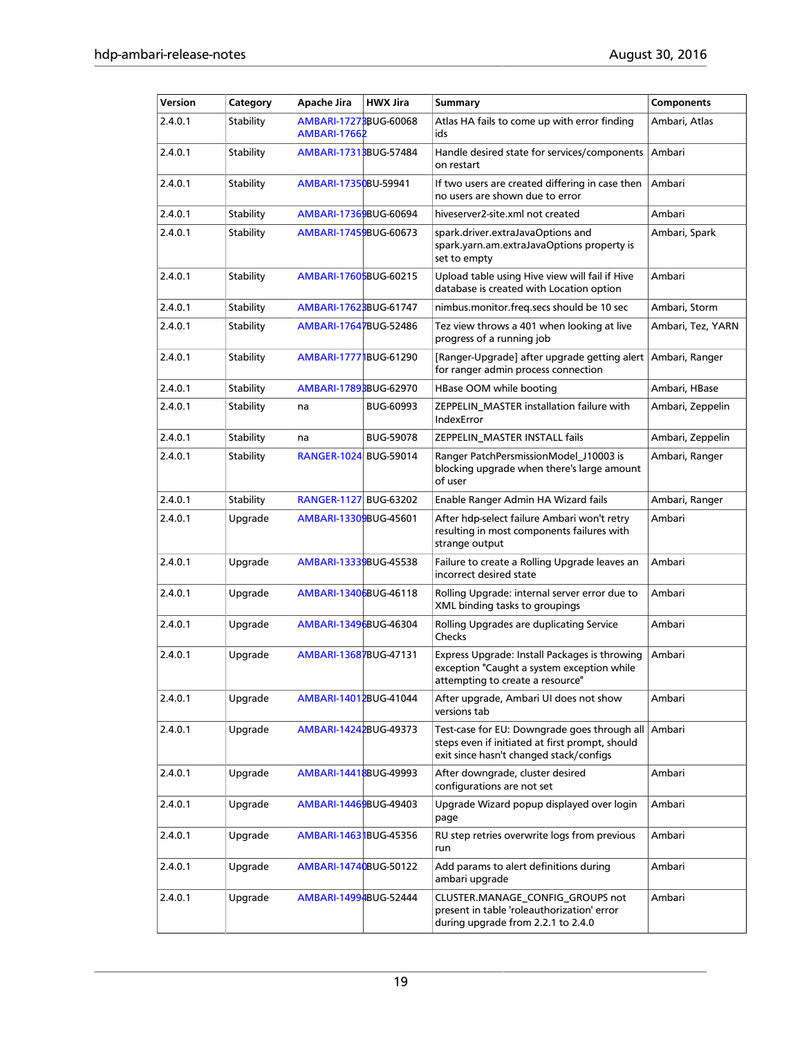| Version | Category | Apache Jira | HWX Jira | Summary | Components |
|---|---|---|---|---|---|
| 2.4.0.1 | Stability | AMBARI-17273 AMBARI-17662 | BUG-60068 | Atlas HA fails to come up with error finding ids | Ambari, Atlas |
| 2.4.0.1 | Stability | AMBARI-17313 | BUG-57484 | Handle desired state for services/components on restart | Ambari |
| 2.4.0.1 | Stability | AMBARI-17350 | BU-59941 | If two users are created differing in case then no users are shown due to error | Ambari |
| 2.4.0.1 | Stability | AMBARI-17369 | BUG-60694 | hiveserver2-site.xml not created | Ambari |
| 2.4.0.1 | Stability | AMBARI-17459 | BUG-60673 | spark.driver.extraJavaOptions and spark.yarn.am.extraJavaOptions property is set to empty | Ambari, Spark |
| 2.4.0.1 | Stability | AMBARI-17605 | BUG-60215 | Upload table using Hive view will fail if Hive database is created with Location option | Ambari |
| 2.4.0.1 | Stability | AMBARI-17623 | BUG-61747 | nimbus.monitor.freq.secs should be 10 sec | Ambari, Storm |
| 2.4.0.1 | Stability | AMBARI-17647 | BUG-52486 | Tez view throws a 401 when looking at live progress of a running job | Ambari, Tez, YARN |
| 2.4.0.1 | Stability | AMBARI-17771 | BUG-61290 | [Ranger-Upgrade] after upgrade getting alert for ranger admin process connection | Ambari, Ranger |
| 2.4.0.1 | Stability | AMBARI-17893 | BUG-62970 | HBase OOM while booting | Ambari, HBase |
| 2.4.0.1 | Stability | na | BUG-60993 | ZEPPELIN_MASTER installation failure with IndexError | Ambari, Zeppelin |
| 2.4.0.1 | Stability | na | BUG-59078 | ZEPPELIN_MASTER INSTALL fails | Ambari, Zeppelin |
| 2.4.0.1 | Stability | RANGER-1024 | BUG-59014 | Ranger PatchPersmissionModel_J10003 is blocking upgrade when there's large amount of user | Ambari, Ranger |
| 2.4.0.1 | Stability | RANGER-1127 | BUG-63202 | Enable Ranger Admin HA Wizard fails | Ambari, Ranger |
| 2.4.0.1 | Upgrade | AMBARI-13309 | BUG-45601 | After hdp-select failure Ambari won't retry resulting in most components failures with strange output | Ambari |
| 2.4.0.1 | Upgrade | AMBARI-13339 | BUG-45538 | Failure to create a Rolling Upgrade leaves an incorrect desired state | Ambari |
| 2.4.0.1 | Upgrade | AMBARI-13406 | BUG-46118 | Rolling Upgrade: internal server error due to XML binding tasks to groupings | Ambari |
| 2.4.0.1 | Upgrade | AMBARI-13496 | BUG-46304 | Rolling Upgrades are duplicating Service Checks | Ambari |
| 2.4.0.1 | Upgrade | AMBARI-13687 | BUG-47131 | Express Upgrade: Install Packages is throwing exception "Caught a system exception while attempting to create a resource" | Ambari |
| 2.4.0.1 | Upgrade | AMBARI-14012 | BUG-41044 | After upgrade, Ambari UI does not show versions tab | Ambari |
| 2.4.0.1 | Upgrade | AMBARI-14242 | BUG-49373 | Test-case for EU: Downgrade goes through all steps even if initiated at first prompt, should exit since hasn't changed stack/configs | Ambari |
| 2.4.0.1 | Upgrade | AMBARI-14418 | BUG-49993 | After downgrade, cluster desired configurations are not set | Ambari |
| 2.4.0.1 | Upgrade | AMBARI-14469 | BUG-49403 | Upgrade Wizard popup displayed over login page | Ambari |
| 2.4.0.1 | Upgrade | AMBARI-14631 | BUG-45356 | RU step retries overwrite logs from previous run | Ambari |
| 2.4.0.1 | Upgrade | AMBARI-14740 | BUG-50122 | Add params to alert definitions during ambari upgrade | Ambari |
| 2.4.0.1 | Upgrade | AMBARI-14994 | BUG-52444 | CLUSTER.MANAGE_CONFIG_GROUPS not present in table 'roleauthorization' error during upgrade from 2.2.1 to 2.4.0 | Ambari |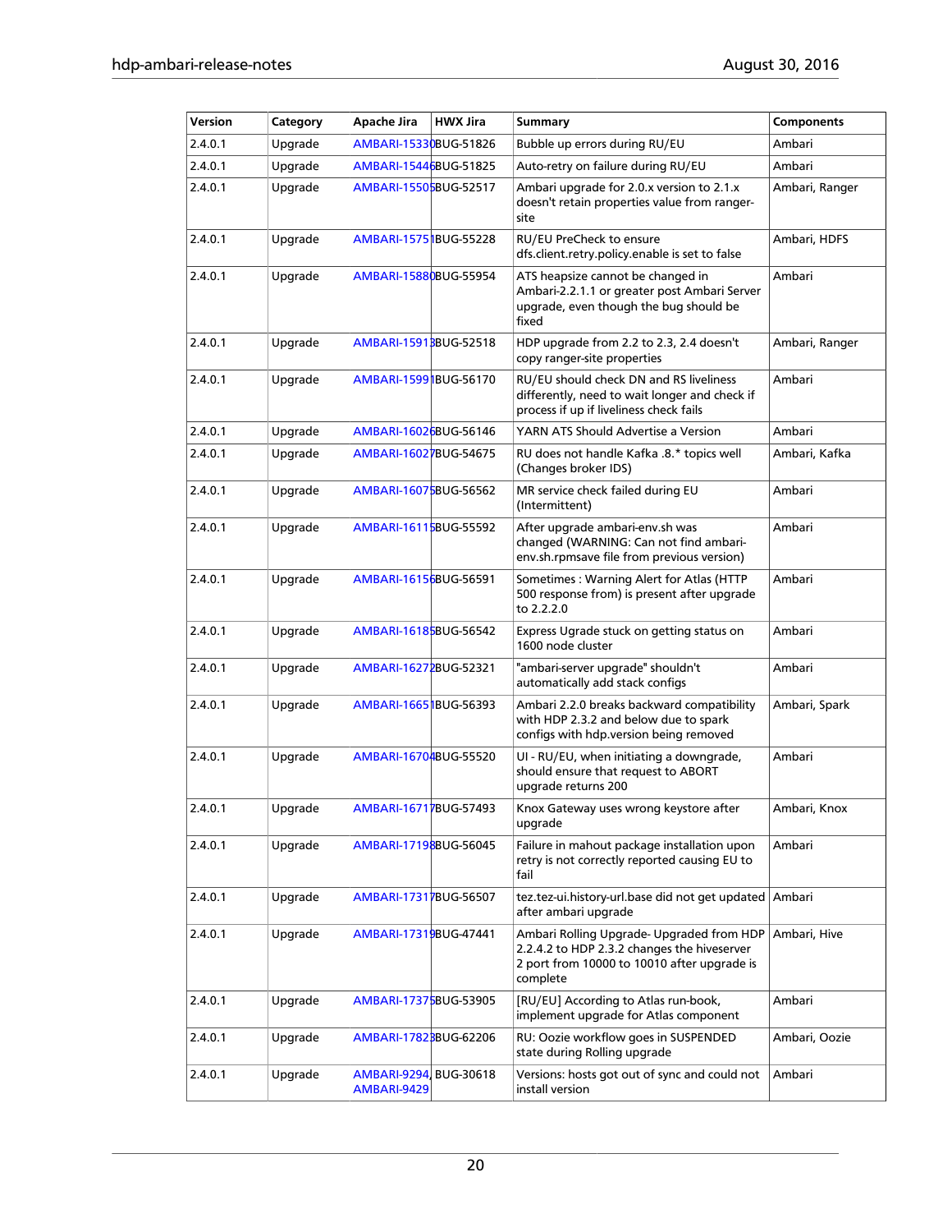| Version | Category | Apache Jira | HWX Jira | Summary | Components |
|---|---|---|---|---|---|
| 2.4.0.1 | Upgrade | AMBARI-15330 | BUG-51826 | Bubble up errors during RU/EU | Ambari |
| 2.4.0.1 | Upgrade | AMBARI-15446 | BUG-51825 | Auto-retry on failure during RU/EU | Ambari |
| 2.4.0.1 | Upgrade | AMBARI-15505 | BUG-52517 | Ambari upgrade for 2.0.x version to 2.1.x doesn't retain properties value from ranger-site | Ambari, Ranger |
| 2.4.0.1 | Upgrade | AMBARI-15751 | BUG-55228 | RU/EU PreCheck to ensure dfs.client.retry.policy.enable is set to false | Ambari, HDFS |
| 2.4.0.1 | Upgrade | AMBARI-15880 | BUG-55954 | ATS heapsize cannot be changed in Ambari-2.2.1.1 or greater post Ambari Server upgrade, even though the bug should be fixed | Ambari |
| 2.4.0.1 | Upgrade | AMBARI-15913 | BUG-52518 | HDP upgrade from 2.2 to 2.3, 2.4 doesn't copy ranger-site properties | Ambari, Ranger |
| 2.4.0.1 | Upgrade | AMBARI-15991 | BUG-56170 | RU/EU should check DN and RS liveliness differently, need to wait longer and check if process if up if liveliness check fails | Ambari |
| 2.4.0.1 | Upgrade | AMBARI-16026 | BUG-56146 | YARN ATS Should Advertise a Version | Ambari |
| 2.4.0.1 | Upgrade | AMBARI-16027 | BUG-54675 | RU does not handle Kafka .8.* topics well (Changes broker IDS) | Ambari, Kafka |
| 2.4.0.1 | Upgrade | AMBARI-16075 | BUG-56562 | MR service check failed during EU (Intermittent) | Ambari |
| 2.4.0.1 | Upgrade | AMBARI-16115 | BUG-55592 | After upgrade ambari-env.sh was changed (WARNING: Can not find ambari-env.sh.rpmsave file from previous version) | Ambari |
| 2.4.0.1 | Upgrade | AMBARI-16156 | BUG-56591 | Sometimes : Warning Alert for Atlas (HTTP 500 response from) is present after upgrade to 2.2.2.0 | Ambari |
| 2.4.0.1 | Upgrade | AMBARI-16185 | BUG-56542 | Express Ugrade stuck on getting status on 1600 node cluster | Ambari |
| 2.4.0.1 | Upgrade | AMBARI-16272 | BUG-52321 | "ambari-server upgrade" shouldn't automatically add stack configs | Ambari |
| 2.4.0.1 | Upgrade | AMBARI-16651 | BUG-56393 | Ambari 2.2.0 breaks backward compatibility with HDP 2.3.2 and below due to spark configs with hdp.version being removed | Ambari, Spark |
| 2.4.0.1 | Upgrade | AMBARI-16704 | BUG-55520 | UI - RU/EU, when initiating a downgrade, should ensure that request to ABORT upgrade returns 200 | Ambari |
| 2.4.0.1 | Upgrade | AMBARI-16717 | BUG-57493 | Knox Gateway uses wrong keystore after upgrade | Ambari, Knox |
| 2.4.0.1 | Upgrade | AMBARI-17198 | BUG-56045 | Failure in mahout package installation upon retry is not correctly reported causing EU to fail | Ambari |
| 2.4.0.1 | Upgrade | AMBARI-17317 | BUG-56507 | tez.tez-ui.history-url.base did not get updated after ambari upgrade | Ambari |
| 2.4.0.1 | Upgrade | AMBARI-17319 | BUG-47441 | Ambari Rolling Upgrade- Upgraded from HDP 2.2.4.2 to HDP 2.3.2 changes the hiveserver 2 port from 10000 to 10010 after upgrade is complete | Ambari, Hive |
| 2.4.0.1 | Upgrade | AMBARI-17375 | BUG-53905 | [RU/EU] According to Atlas run-book, implement upgrade for Atlas component | Ambari |
| 2.4.0.1 | Upgrade | AMBARI-17823 | BUG-62206 | RU: Oozie workflow goes in SUSPENDED state during Rolling upgrade | Ambari, Oozie |
| 2.4.0.1 | Upgrade | AMBARI-9294, AMBARI-9429 | BUG-30618 | Versions: hosts got out of sync and could not install version | Ambari |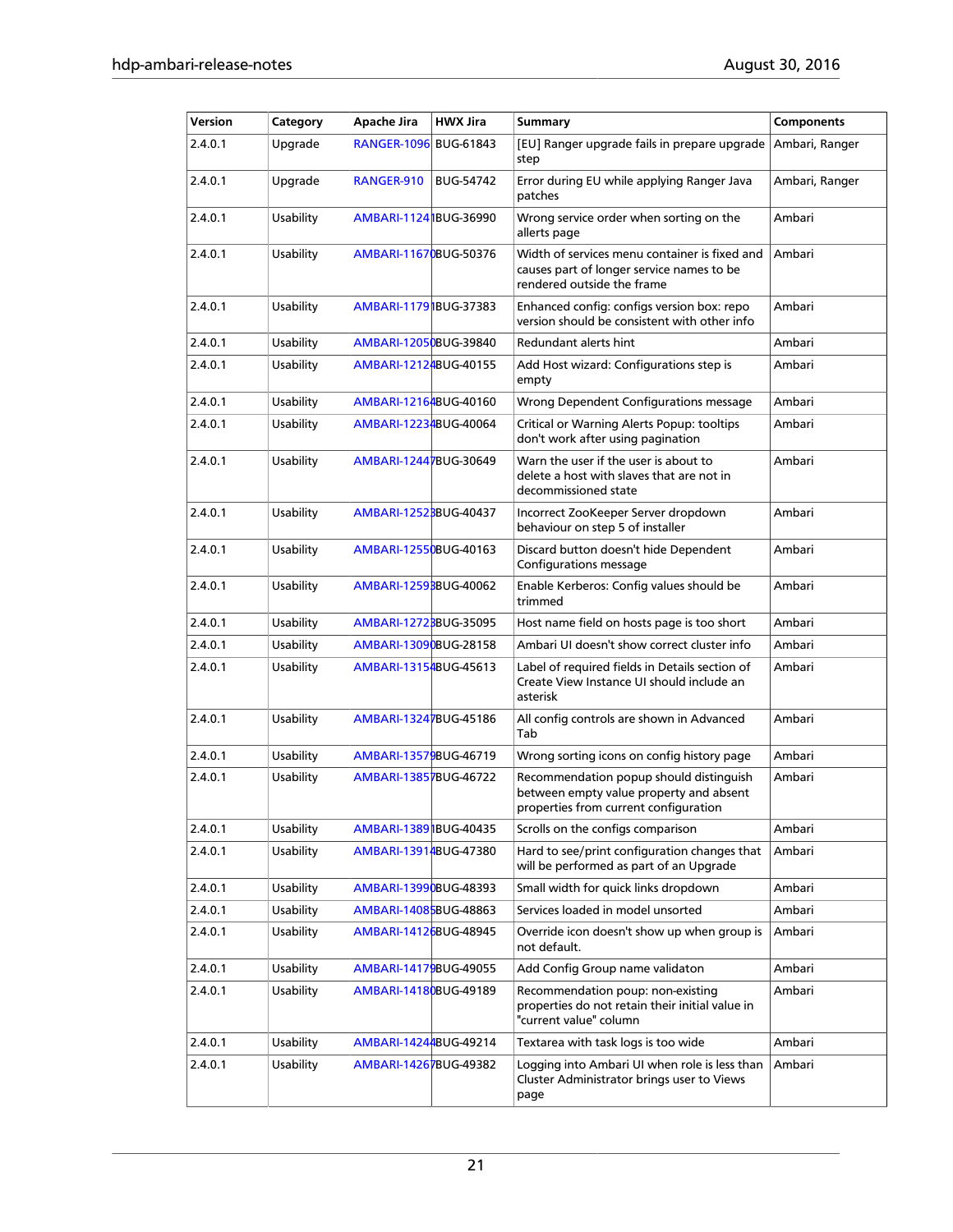| Version | Category | Apache Jira | HWX Jira | Summary | Components |
| --- | --- | --- | --- | --- | --- |
| 2.4.0.1 | Upgrade | RANGER-1096 | BUG-61843 | [EU] Ranger upgrade fails in prepare upgrade step | Ambari, Ranger |
| 2.4.0.1 | Upgrade | RANGER-910 | BUG-54742 | Error during EU while applying Ranger Java patches | Ambari, Ranger |
| 2.4.0.1 | Usability | AMBARI-11241 | BUG-36990 | Wrong service order when sorting on the allerts page | Ambari |
| 2.4.0.1 | Usability | AMBARI-11670 | BUG-50376 | Width of services menu container is fixed and causes part of longer service names to be rendered outside the frame | Ambari |
| 2.4.0.1 | Usability | AMBARI-11791 | BUG-37383 | Enhanced config: configs version box: repo version should be consistent with other info | Ambari |
| 2.4.0.1 | Usability | AMBARI-12050 | BUG-39840 | Redundant alerts hint | Ambari |
| 2.4.0.1 | Usability | AMBARI-12124 | BUG-40155 | Add Host wizard: Configurations step is empty | Ambari |
| 2.4.0.1 | Usability | AMBARI-12164 | BUG-40160 | Wrong Dependent Configurations message | Ambari |
| 2.4.0.1 | Usability | AMBARI-12234 | BUG-40064 | Critical or Warning Alerts Popup: tooltips don't work after using pagination | Ambari |
| 2.4.0.1 | Usability | AMBARI-12447 | BUG-30649 | Warn the user if the user is about to delete a host with slaves that are not in decommissioned state | Ambari |
| 2.4.0.1 | Usability | AMBARI-12523 | BUG-40437 | Incorrect ZooKeeper Server dropdown behaviour on step 5 of installer | Ambari |
| 2.4.0.1 | Usability | AMBARI-12550 | BUG-40163 | Discard button doesn't hide Dependent Configurations message | Ambari |
| 2.4.0.1 | Usability | AMBARI-12593 | BUG-40062 | Enable Kerberos: Config values should be trimmed | Ambari |
| 2.4.0.1 | Usability | AMBARI-12723 | BUG-35095 | Host name field on hosts page is too short | Ambari |
| 2.4.0.1 | Usability | AMBARI-13090 | BUG-28158 | Ambari UI doesn't show correct cluster info | Ambari |
| 2.4.0.1 | Usability | AMBARI-13154 | BUG-45613 | Label of required fields in Details section of Create View Instance UI should include an asterisk | Ambari |
| 2.4.0.1 | Usability | AMBARI-13247 | BUG-45186 | All config controls are shown in Advanced Tab | Ambari |
| 2.4.0.1 | Usability | AMBARI-13579 | BUG-46719 | Wrong sorting icons on config history page | Ambari |
| 2.4.0.1 | Usability | AMBARI-13857 | BUG-46722 | Recommendation popup should distinguish between empty value property and absent properties from current configuration | Ambari |
| 2.4.0.1 | Usability | AMBARI-13891 | BUG-40435 | Scrolls on the configs comparison | Ambari |
| 2.4.0.1 | Usability | AMBARI-13914 | BUG-47380 | Hard to see/print configuration changes that will be performed as part of an Upgrade | Ambari |
| 2.4.0.1 | Usability | AMBARI-13990 | BUG-48393 | Small width for quick links dropdown | Ambari |
| 2.4.0.1 | Usability | AMBARI-14085 | BUG-48863 | Services loaded in model unsorted | Ambari |
| 2.4.0.1 | Usability | AMBARI-14126 | BUG-48945 | Override icon doesn't show up when group is not default. | Ambari |
| 2.4.0.1 | Usability | AMBARI-14179 | BUG-49055 | Add Config Group name validaton | Ambari |
| 2.4.0.1 | Usability | AMBARI-14180 | BUG-49189 | Recommendation poup: non-existing properties do not retain their initial value in "current value" column | Ambari |
| 2.4.0.1 | Usability | AMBARI-14244 | BUG-49214 | Textarea with task logs is too wide | Ambari |
| 2.4.0.1 | Usability | AMBARI-14267 | BUG-49382 | Logging into Ambari UI when role is less than Cluster Administrator brings user to Views page | Ambari |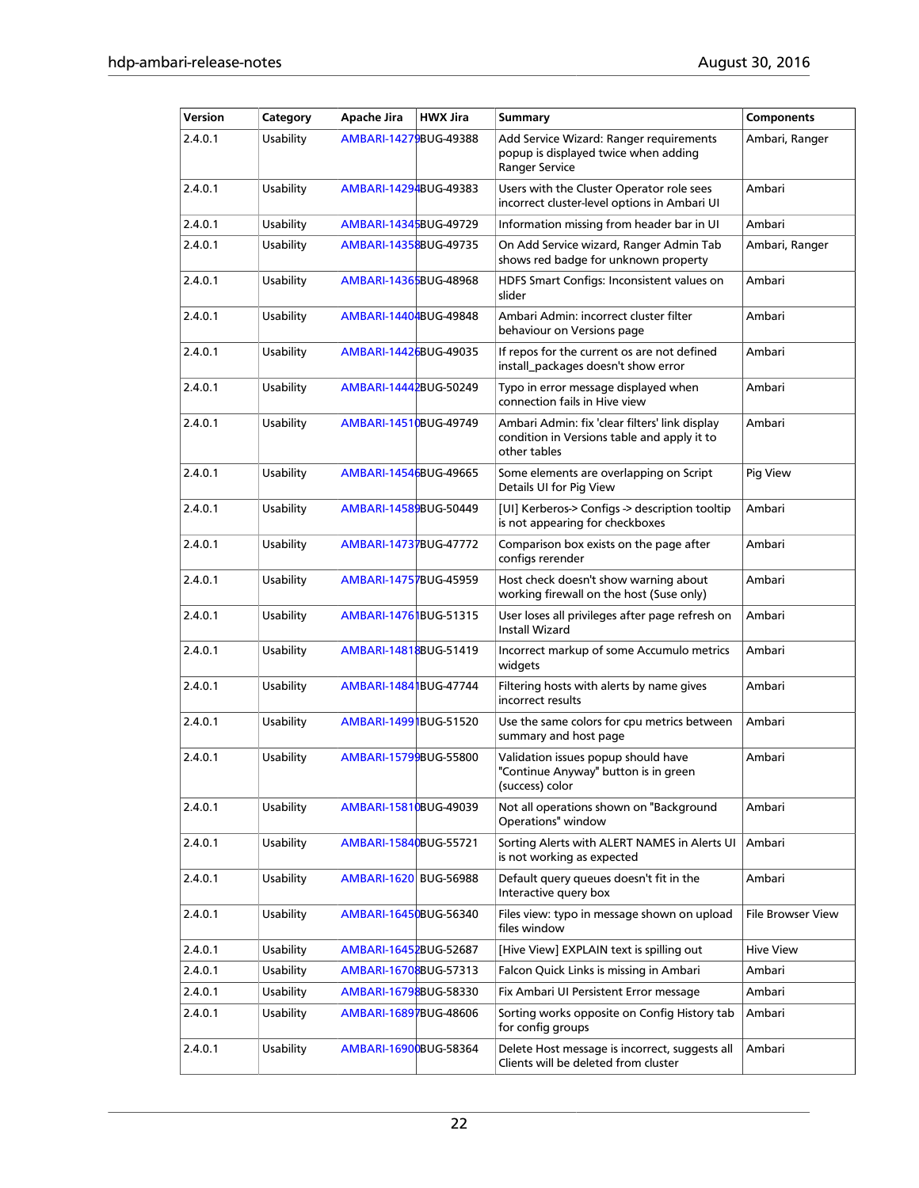| Version | Category | Apache Jira | HWX Jira | Summary | Components |
|---|---|---|---|---|---|
| 2.4.0.1 | Usability | AMBARI-14279 | BUG-49388 | Add Service Wizard: Ranger requirements popup is displayed twice when adding Ranger Service | Ambari, Ranger |
| 2.4.0.1 | Usability | AMBARI-14294 | BUG-49383 | Users with the Cluster Operator role sees incorrect cluster-level options in Ambari UI | Ambari |
| 2.4.0.1 | Usability | AMBARI-14345 | BUG-49729 | Information missing from header bar in UI | Ambari |
| 2.4.0.1 | Usability | AMBARI-14358 | BUG-49735 | On Add Service wizard, Ranger Admin Tab shows red badge for unknown property | Ambari, Ranger |
| 2.4.0.1 | Usability | AMBARI-14365 | BUG-48968 | HDFS Smart Configs: Inconsistent values on slider | Ambari |
| 2.4.0.1 | Usability | AMBARI-14404 | BUG-49848 | Ambari Admin: incorrect cluster filter behaviour on Versions page | Ambari |
| 2.4.0.1 | Usability | AMBARI-14426 | BUG-49035 | If repos for the current os are not defined install_packages doesn't show error | Ambari |
| 2.4.0.1 | Usability | AMBARI-14442 | BUG-50249 | Typo in error message displayed when connection fails in Hive view | Ambari |
| 2.4.0.1 | Usability | AMBARI-14510 | BUG-49749 | Ambari Admin: fix 'clear filters' link display condition in Versions table and apply it to other tables | Ambari |
| 2.4.0.1 | Usability | AMBARI-14546 | BUG-49665 | Some elements are overlapping on Script Details UI for Pig View | Pig View |
| 2.4.0.1 | Usability | AMBARI-14589 | BUG-50449 | [UI] Kerberos-> Configs -> description tooltip is not appearing for checkboxes | Ambari |
| 2.4.0.1 | Usability | AMBARI-14737 | BUG-47772 | Comparison box exists on the page after configs rerender | Ambari |
| 2.4.0.1 | Usability | AMBARI-14757 | BUG-45959 | Host check doesn't show warning about working firewall on the host (Suse only) | Ambari |
| 2.4.0.1 | Usability | AMBARI-14761 | BUG-51315 | User loses all privileges after page refresh on Install Wizard | Ambari |
| 2.4.0.1 | Usability | AMBARI-14818 | BUG-51419 | Incorrect markup of some Accumulo metrics widgets | Ambari |
| 2.4.0.1 | Usability | AMBARI-14841 | BUG-47744 | Filtering hosts with alerts by name gives incorrect results | Ambari |
| 2.4.0.1 | Usability | AMBARI-14991 | BUG-51520 | Use the same colors for cpu metrics between summary and host page | Ambari |
| 2.4.0.1 | Usability | AMBARI-15799 | BUG-55800 | Validation issues popup should have "Continue Anyway" button is in green (success) color | Ambari |
| 2.4.0.1 | Usability | AMBARI-15810 | BUG-49039 | Not all operations shown on "Background Operations" window | Ambari |
| 2.4.0.1 | Usability | AMBARI-15840 | BUG-55721 | Sorting Alerts with ALERT NAMES in Alerts UI is not working as expected | Ambari |
| 2.4.0.1 | Usability | AMBARI-1620 | BUG-56988 | Default query queues doesn't fit in the Interactive query box | Ambari |
| 2.4.0.1 | Usability | AMBARI-16450 | BUG-56340 | Files view: typo in message shown on upload files window | File Browser View |
| 2.4.0.1 | Usability | AMBARI-16452 | BUG-52687 | [Hive View] EXPLAIN text is spilling out | Hive View |
| 2.4.0.1 | Usability | AMBARI-16708 | BUG-57313 | Falcon Quick Links is missing in Ambari | Ambari |
| 2.4.0.1 | Usability | AMBARI-16798 | BUG-58330 | Fix Ambari UI Persistent Error message | Ambari |
| 2.4.0.1 | Usability | AMBARI-16897 | BUG-48606 | Sorting works opposite on Config History tab for config groups | Ambari |
| 2.4.0.1 | Usability | AMBARI-16900 | BUG-58364 | Delete Host message is incorrect, suggests all Clients will be deleted from cluster | Ambari |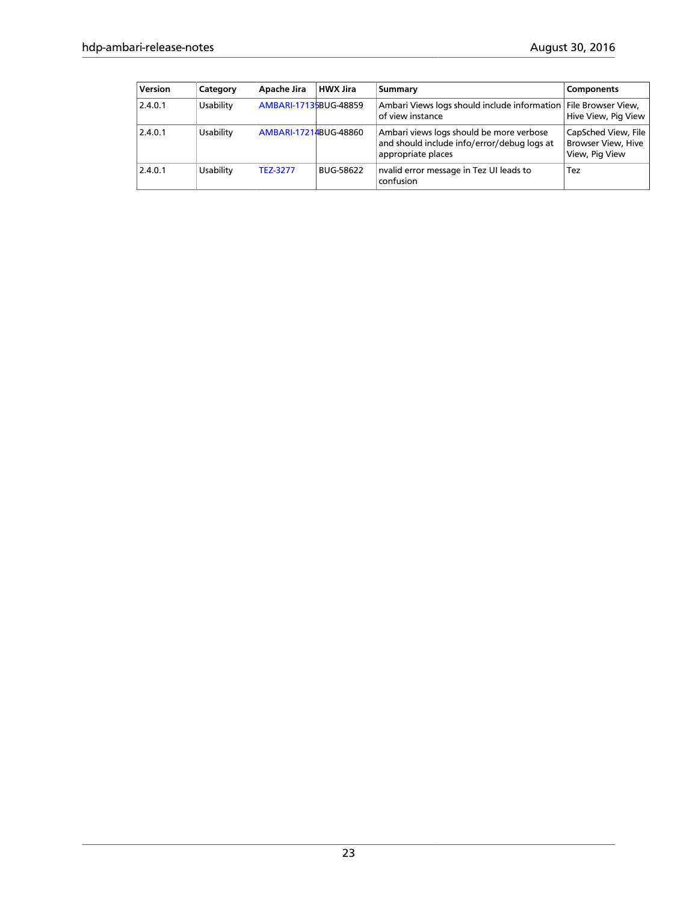| Version | Category | Apache Jira | HWX Jira | Summary | Components |
|---|---|---|---|---|---|
| 2.4.0.1 | Usability | AMBARI-17135 | BUG-48859 | Ambari Views logs should include information of view instance | File Browser View, Hive View, Pig View |
| 2.4.0.1 | Usability | AMBARI-17214 | BUG-48860 | Ambari views logs should be more verbose and should include info/error/debug logs at appropriate places | CapSched View, File Browser View, Hive View, Pig View |
| 2.4.0.1 | Usability | TEZ-3277 | BUG-58622 | nvalid error message in Tez UI leads to confusion | Tez |